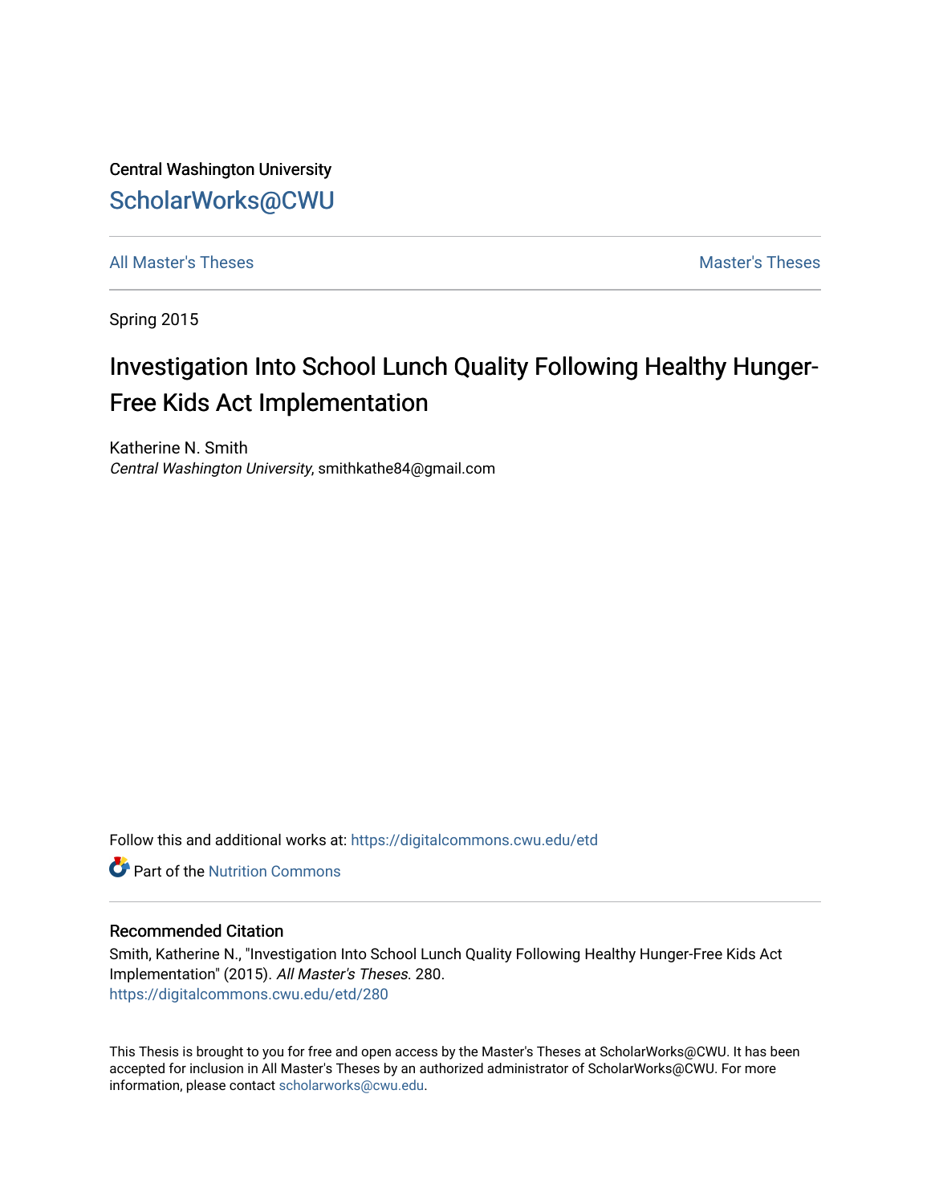Central Washington University

ScholarWorks@CWU

All Master's Theses | Master's Theses

Spring 2015

# Investigation Into School Lunch Quality Following Healthy Hunger-Free Kids Act Implementation

Katherine N. Smith
*Central Washington University*, smithkathe84@gmail.com

Follow this and additional works at: https://digitalcommons.cwu.edu/etd

Part of the Nutrition Commons

## Recommended Citation

Smith, Katherine N., "Investigation Into School Lunch Quality Following Healthy Hunger-Free Kids Act Implementation" (2015). *All Master's Theses*. 280.
https://digitalcommons.cwu.edu/etd/280

This Thesis is brought to you for free and open access by the Master's Theses at ScholarWorks@CWU. It has been accepted for inclusion in All Master's Theses by an authorized administrator of ScholarWorks@CWU. For more information, please contact scholarworks@cwu.edu.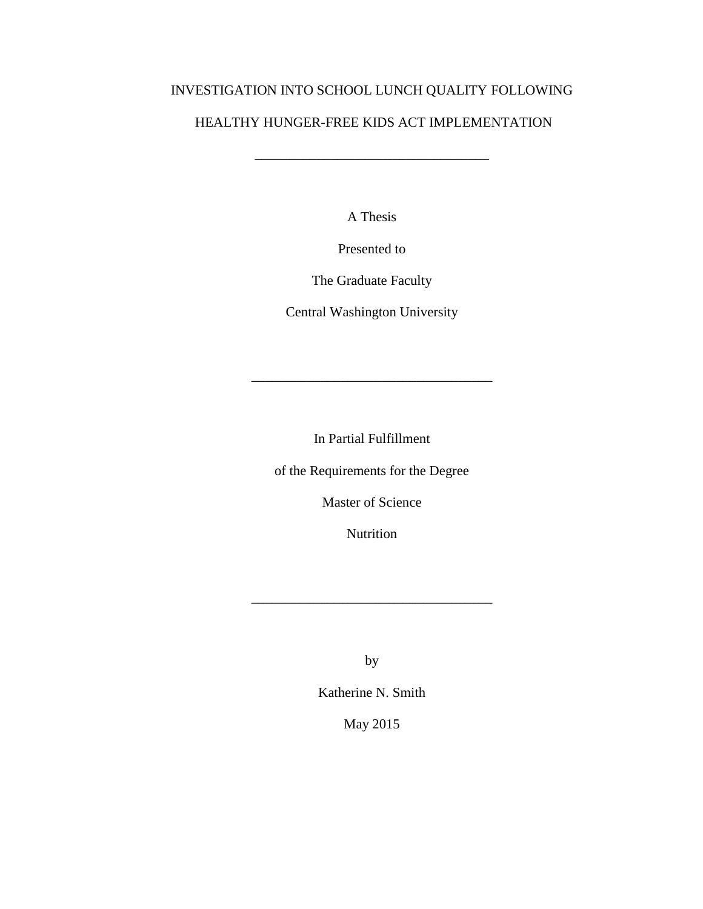# INVESTIGATION INTO SCHOOL LUNCH QUALITY FOLLOWING HEALTHY HUNGER-FREE KIDS ACT IMPLEMENTATION

---

A Thesis

Presented to

The Graduate Faculty

Central Washington University

---

In Partial Fulfillment

of the Requirements for the Degree

Master of Science

Nutrition

---

by

Katherine N. Smith

May 2015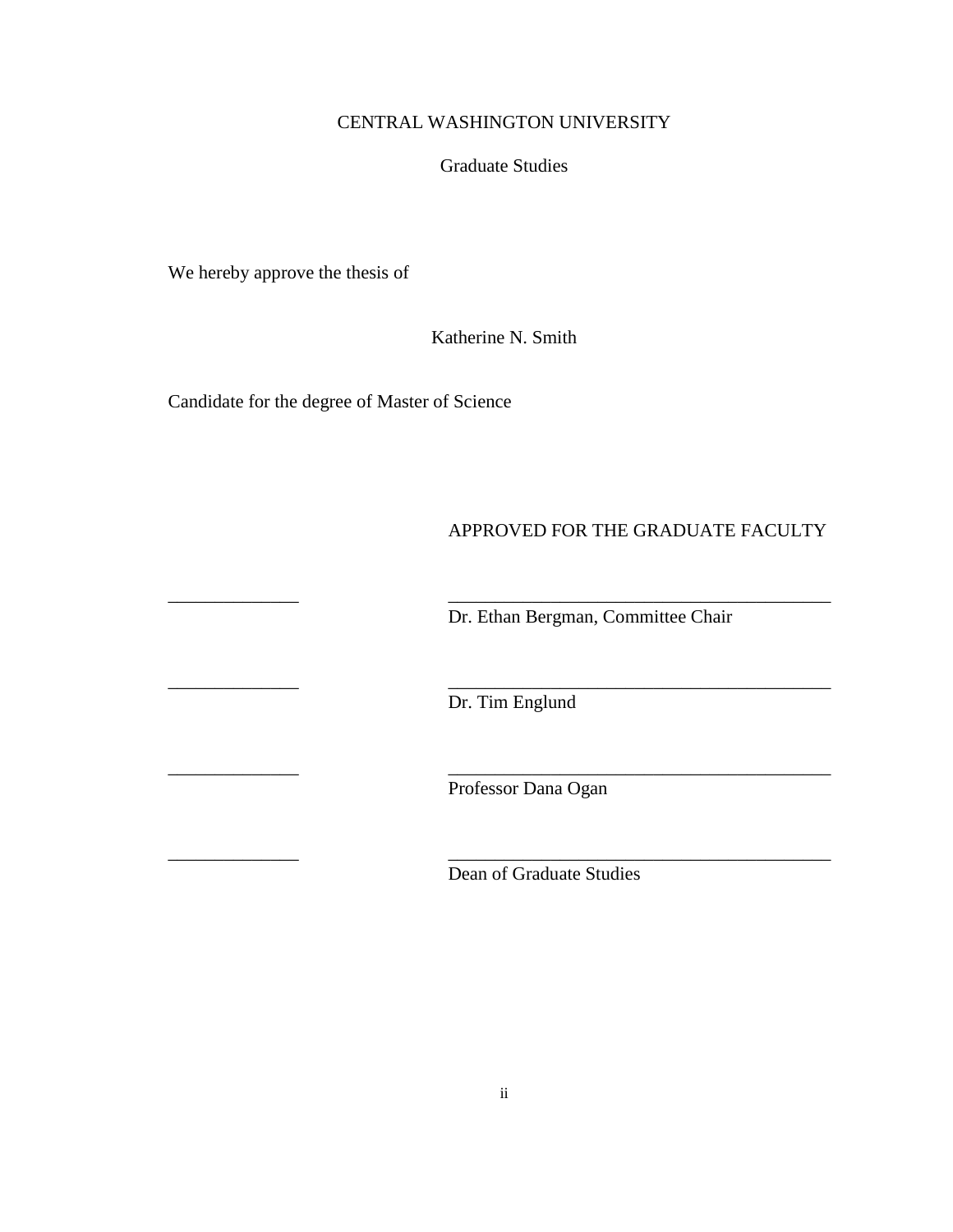CENTRAL WASHINGTON UNIVERSITY

Graduate Studies

We hereby approve the thesis of

Katherine N. Smith

Candidate for the degree of Master of Science

APPROVED FOR THE GRADUATE FACULTY

______________ ___________________________________________
Dr. Ethan Bergman, Committee Chair

______________ ___________________________________________
Dr. Tim Englund

______________ ___________________________________________
Professor Dana Ogan

______________ ___________________________________________
Dean of Graduate Studies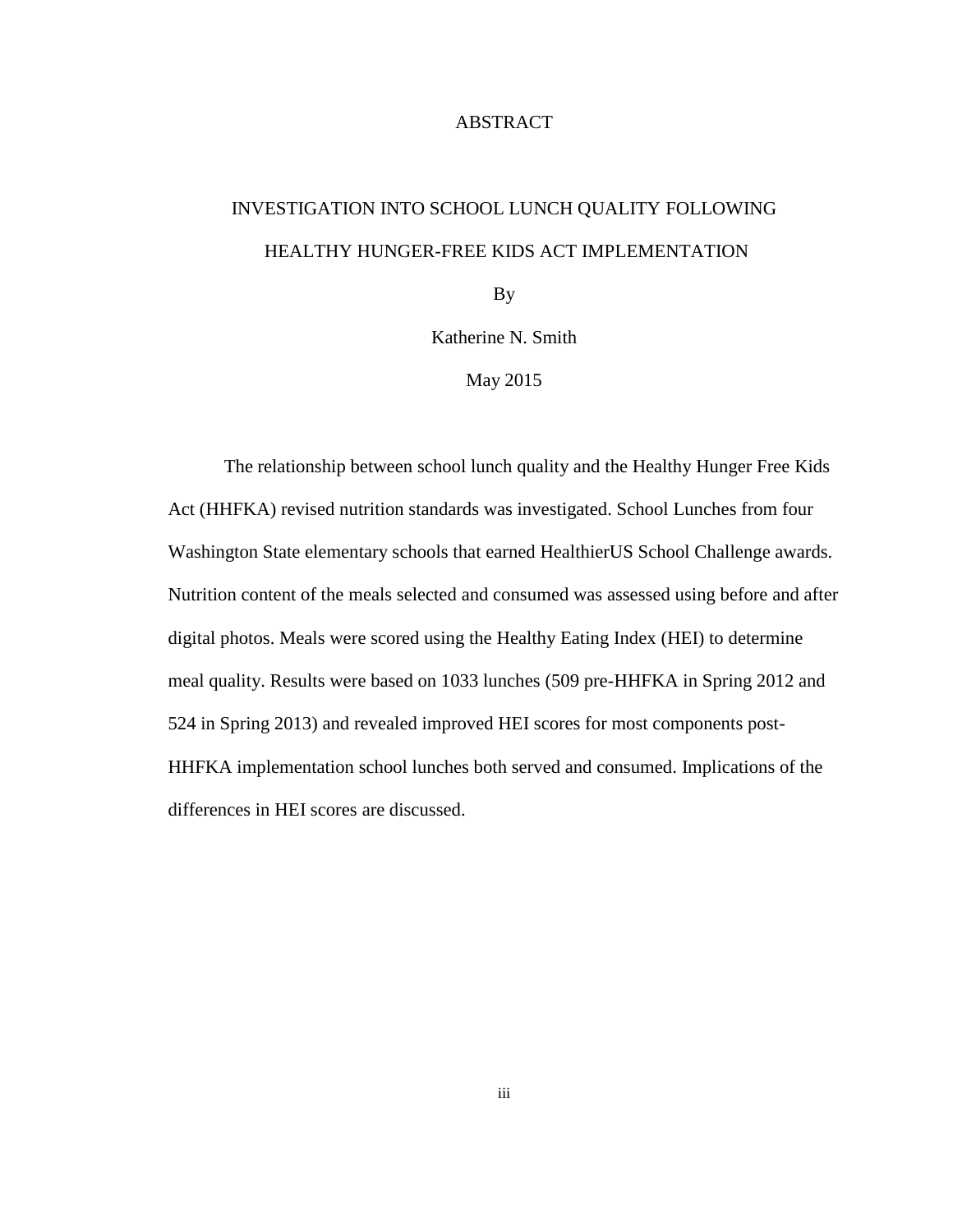# ABSTRACT

## INVESTIGATION INTO SCHOOL LUNCH QUALITY FOLLOWING HEALTHY HUNGER-FREE KIDS ACT IMPLEMENTATION

By

Katherine N. Smith

May 2015

The relationship between school lunch quality and the Healthy Hunger Free Kids Act (HHFKA) revised nutrition standards was investigated. School Lunches from four Washington State elementary schools that earned HealthierUS School Challenge awards. Nutrition content of the meals selected and consumed was assessed using before and after digital photos. Meals were scored using the Healthy Eating Index (HEI) to determine meal quality. Results were based on 1033 lunches (509 pre-HHFKA in Spring 2012 and 524 in Spring 2013) and revealed improved HEI scores for most components post-HHFKA implementation school lunches both served and consumed. Implications of the differences in HEI scores are discussed.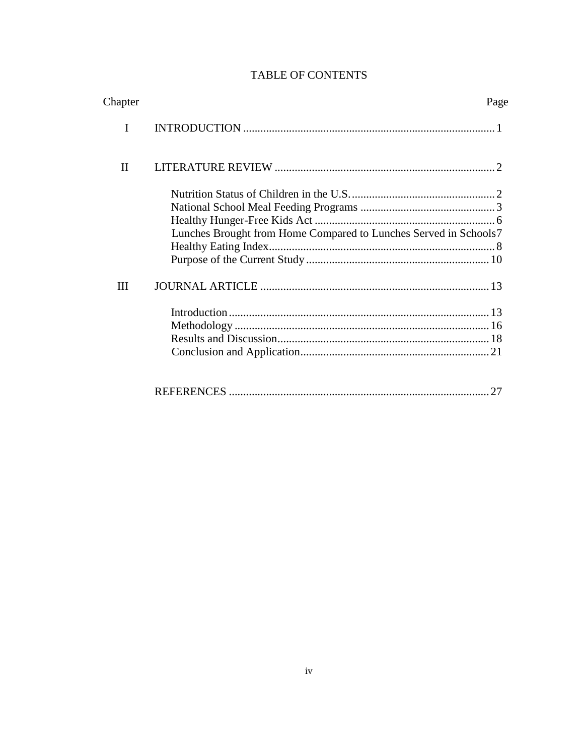# TABLE OF CONTENTS

| Chapter | | Page |
|---|---|---|
| I | INTRODUCTION | 1 |
| II | LITERATURE REVIEW | 2 |
| | Nutrition Status of Children in the U.S. | 2 |
| | National School Meal Feeding Programs | 3 |
| | Healthy Hunger-Free Kids Act | 6 |
| | Lunches Brought from Home Compared to Lunches Served in Schools | 7 |
| | Healthy Eating Index | 8 |
| | Purpose of the Current Study | 10 |
| III | JOURNAL ARTICLE | 13 |
| | Introduction | 13 |
| | Methodology | 16 |
| | Results and Discussion | 18 |
| | Conclusion and Application | 21 |
| | REFERENCES | 27 |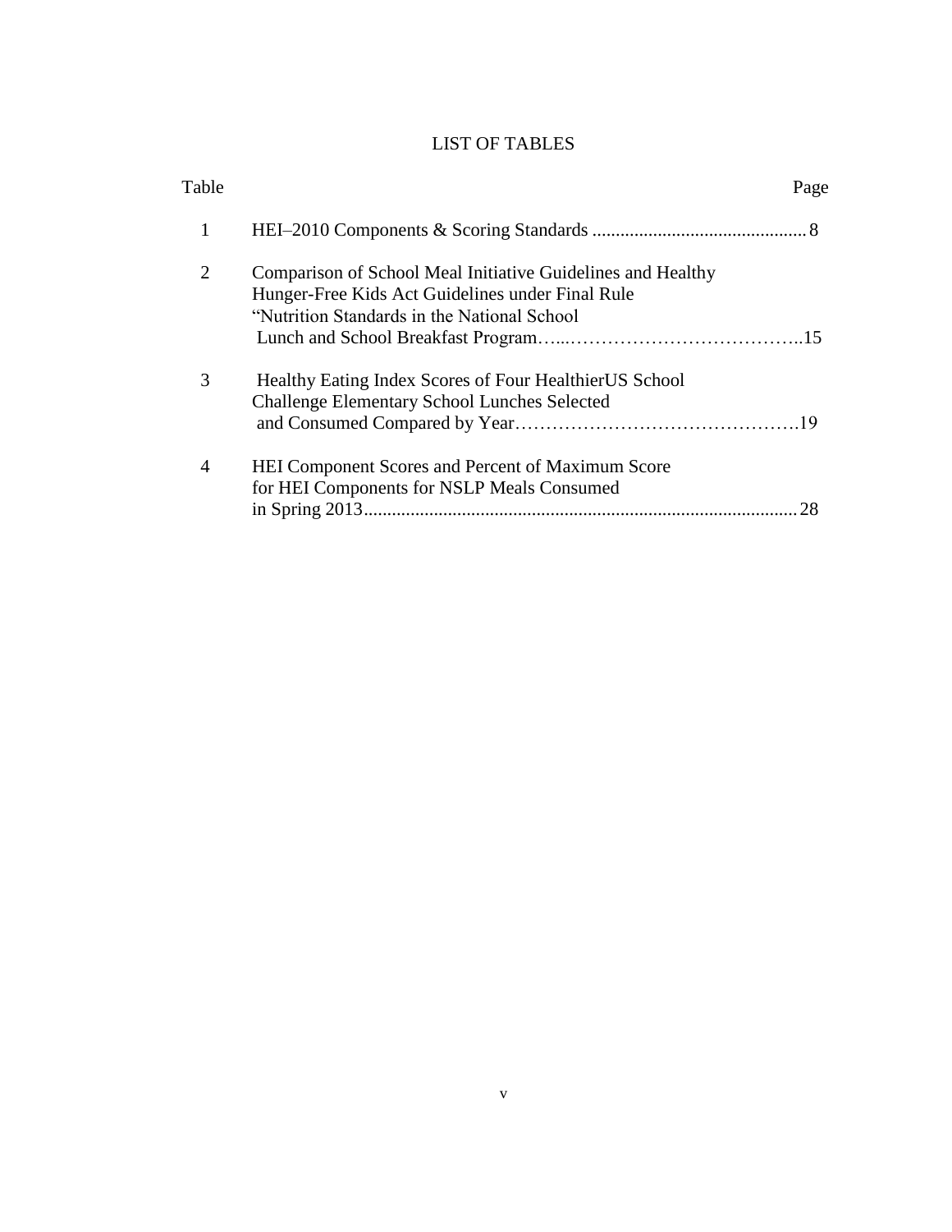# LIST OF TABLES

| Table | | Page |
|---|---|---|
| 1 | HEI–2010 Components & Scoring Standards | 8 |
| 2 | Comparison of School Meal Initiative Guidelines and Healthy Hunger-Free Kids Act Guidelines under Final Rule "Nutrition Standards in the National School Lunch and School Breakfast Program | 15 |
| 3 | Healthy Eating Index Scores of Four HealthierUS School Challenge Elementary School Lunches Selected and Consumed Compared by Year | 19 |
| 4 | HEI Component Scores and Percent of Maximum Score for HEI Components for NSLP Meals Consumed in Spring 2013 | 28 |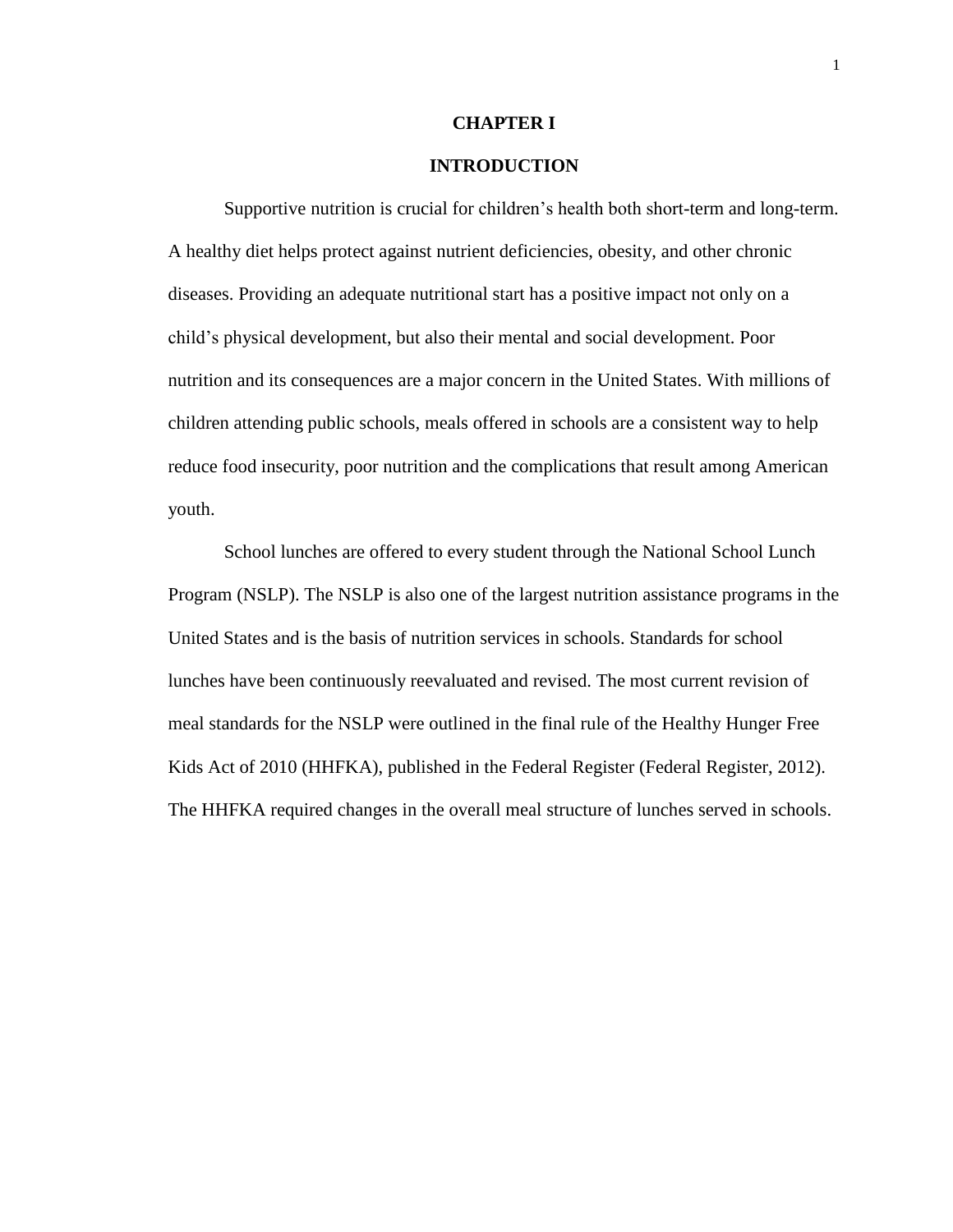# CHAPTER I

## INTRODUCTION

Supportive nutrition is crucial for children's health both short-term and long-term. A healthy diet helps protect against nutrient deficiencies, obesity, and other chronic diseases. Providing an adequate nutritional start has a positive impact not only on a child's physical development, but also their mental and social development. Poor nutrition and its consequences are a major concern in the United States. With millions of children attending public schools, meals offered in schools are a consistent way to help reduce food insecurity, poor nutrition and the complications that result among American youth.

School lunches are offered to every student through the National School Lunch Program (NSLP). The NSLP is also one of the largest nutrition assistance programs in the United States and is the basis of nutrition services in schools. Standards for school lunches have been continuously reevaluated and revised. The most current revision of meal standards for the NSLP were outlined in the final rule of the Healthy Hunger Free Kids Act of 2010 (HHFKA), published in the Federal Register (Federal Register, 2012). The HHFKA required changes in the overall meal structure of lunches served in schools.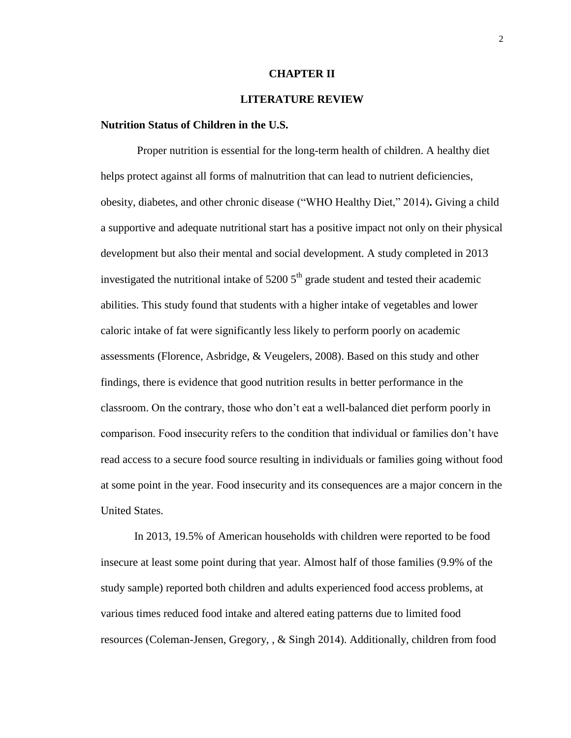# CHAPTER II

# LITERATURE REVIEW

## Nutrition Status of Children in the U.S.

Proper nutrition is essential for the long-term health of children. A healthy diet helps protect against all forms of malnutrition that can lead to nutrient deficiencies, obesity, diabetes, and other chronic disease ("WHO Healthy Diet," 2014)**.** Giving a child a supportive and adequate nutritional start has a positive impact not only on their physical development but also their mental and social development. A study completed in 2013 investigated the nutritional intake of 5200 5$^{th}$ grade student and tested their academic abilities. This study found that students with a higher intake of vegetables and lower caloric intake of fat were significantly less likely to perform poorly on academic assessments (Florence, Asbridge, & Veugelers, 2008). Based on this study and other findings, there is evidence that good nutrition results in better performance in the classroom. On the contrary, those who don't eat a well-balanced diet perform poorly in comparison. Food insecurity refers to the condition that individual or families don't have read access to a secure food source resulting in individuals or families going without food at some point in the year. Food insecurity and its consequences are a major concern in the United States.

In 2013, 19.5% of American households with children were reported to be food insecure at least some point during that year. Almost half of those families (9.9% of the study sample) reported both children and adults experienced food access problems, at various times reduced food intake and altered eating patterns due to limited food resources (Coleman-Jensen, Gregory, , & Singh 2014). Additionally, children from food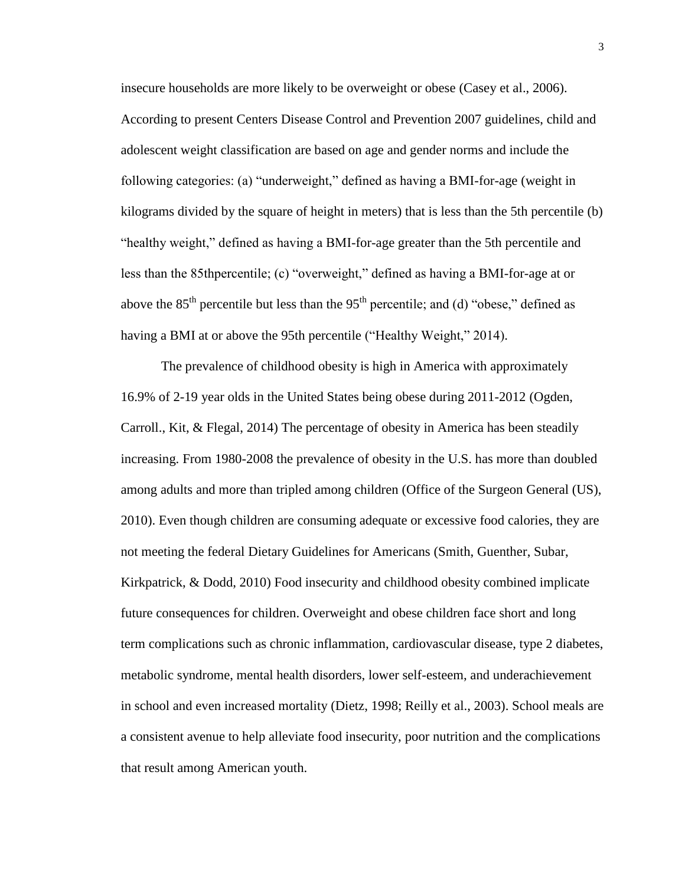insecure households are more likely to be overweight or obese (Casey et al., 2006). According to present Centers Disease Control and Prevention 2007 guidelines, child and adolescent weight classification are based on age and gender norms and include the following categories: (a) "underweight," defined as having a BMI-for-age (weight in kilograms divided by the square of height in meters) that is less than the 5th percentile (b) "healthy weight," defined as having a BMI-for-age greater than the 5th percentile and less than the 85thpercentile; (c) "overweight," defined as having a BMI-for-age at or above the $85^{th}$ percentile but less than the $95^{th}$ percentile; and (d) "obese," defined as having a BMI at or above the 95th percentile ("Healthy Weight," 2014).

The prevalence of childhood obesity is high in America with approximately 16.9% of 2-19 year olds in the United States being obese during 2011-2012 (Ogden, Carroll., Kit, & Flegal, 2014) The percentage of obesity in America has been steadily increasing. From 1980-2008 the prevalence of obesity in the U.S. has more than doubled among adults and more than tripled among children (Office of the Surgeon General (US), 2010). Even though children are consuming adequate or excessive food calories, they are not meeting the federal Dietary Guidelines for Americans (Smith, Guenther, Subar, Kirkpatrick, & Dodd, 2010) Food insecurity and childhood obesity combined implicate future consequences for children. Overweight and obese children face short and long term complications such as chronic inflammation, cardiovascular disease, type 2 diabetes, metabolic syndrome, mental health disorders, lower self-esteem, and underachievement in school and even increased mortality (Dietz, 1998; Reilly et al., 2003). School meals are a consistent avenue to help alleviate food insecurity, poor nutrition and the complications that result among American youth.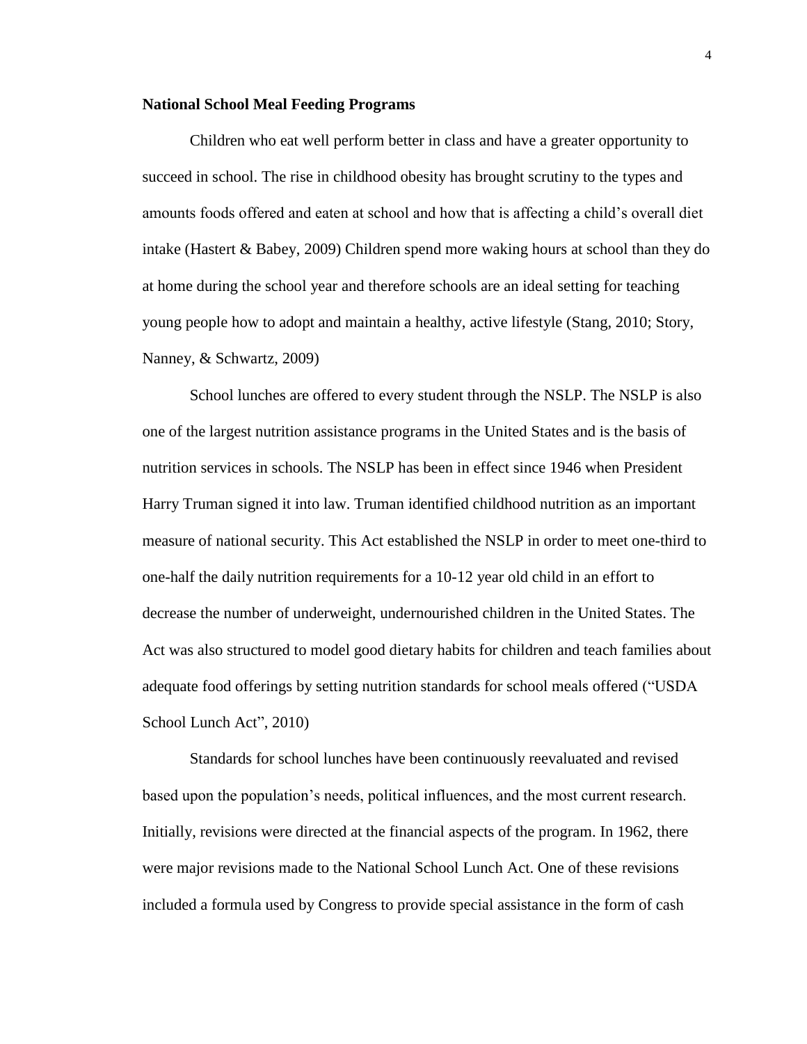**National School Meal Feeding Programs**

Children who eat well perform better in class and have a greater opportunity to succeed in school. The rise in childhood obesity has brought scrutiny to the types and amounts foods offered and eaten at school and how that is affecting a child's overall diet intake (Hastert & Babey, 2009) Children spend more waking hours at school than they do at home during the school year and therefore schools are an ideal setting for teaching young people how to adopt and maintain a healthy, active lifestyle (Stang, 2010; Story, Nanney, & Schwartz, 2009)

School lunches are offered to every student through the NSLP. The NSLP is also one of the largest nutrition assistance programs in the United States and is the basis of nutrition services in schools. The NSLP has been in effect since 1946 when President Harry Truman signed it into law. Truman identified childhood nutrition as an important measure of national security. This Act established the NSLP in order to meet one-third to one-half the daily nutrition requirements for a 10-12 year old child in an effort to decrease the number of underweight, undernourished children in the United States. The Act was also structured to model good dietary habits for children and teach families about adequate food offerings by setting nutrition standards for school meals offered ("USDA School Lunch Act", 2010)

Standards for school lunches have been continuously reevaluated and revised based upon the population's needs, political influences, and the most current research. Initially, revisions were directed at the financial aspects of the program. In 1962, there were major revisions made to the National School Lunch Act. One of these revisions included a formula used by Congress to provide special assistance in the form of cash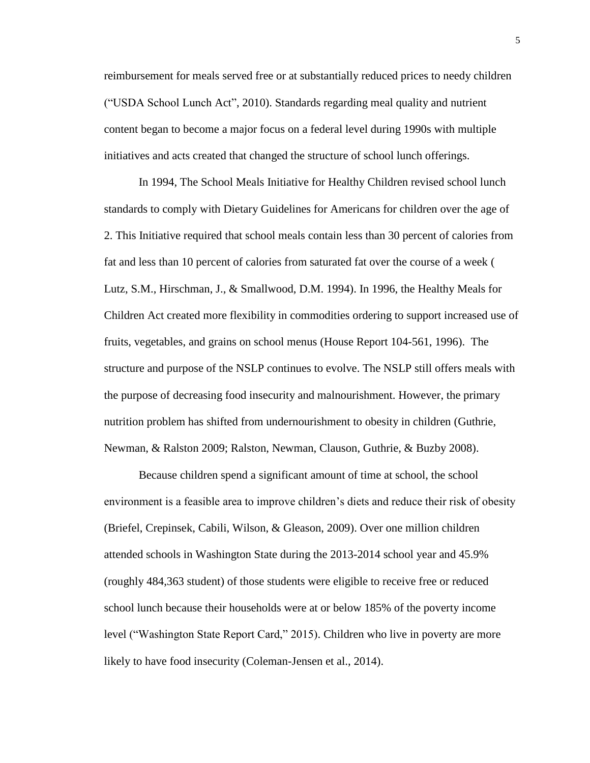reimbursement for meals served free or at substantially reduced prices to needy children ("USDA School Lunch Act", 2010). Standards regarding meal quality and nutrient content began to become a major focus on a federal level during 1990s with multiple initiatives and acts created that changed the structure of school lunch offerings.

In 1994, The School Meals Initiative for Healthy Children revised school lunch standards to comply with Dietary Guidelines for Americans for children over the age of 2. This Initiative required that school meals contain less than 30 percent of calories from fat and less than 10 percent of calories from saturated fat over the course of a week ( Lutz, S.M., Hirschman, J., & Smallwood, D.M. 1994). In 1996, the Healthy Meals for Children Act created more flexibility in commodities ordering to support increased use of fruits, vegetables, and grains on school menus (House Report 104-561, 1996). The structure and purpose of the NSLP continues to evolve. The NSLP still offers meals with the purpose of decreasing food insecurity and malnourishment. However, the primary nutrition problem has shifted from undernourishment to obesity in children (Guthrie, Newman, & Ralston 2009; Ralston, Newman, Clauson, Guthrie, & Buzby 2008).

Because children spend a significant amount of time at school, the school environment is a feasible area to improve children's diets and reduce their risk of obesity (Briefel, Crepinsek, Cabili, Wilson, & Gleason, 2009). Over one million children attended schools in Washington State during the 2013-2014 school year and 45.9% (roughly 484,363 student) of those students were eligible to receive free or reduced school lunch because their households were at or below 185% of the poverty income level ("Washington State Report Card," 2015). Children who live in poverty are more likely to have food insecurity (Coleman-Jensen et al., 2014).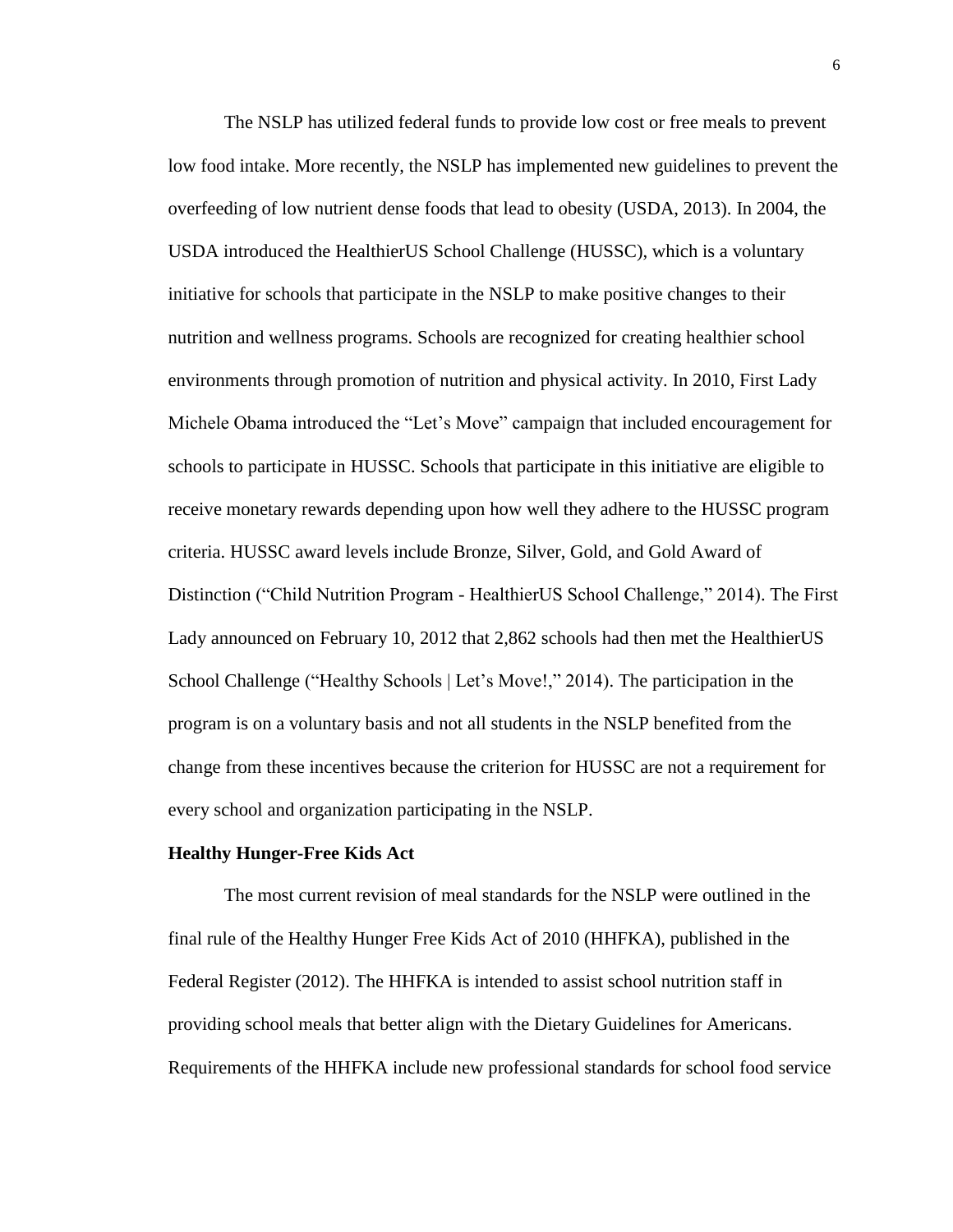The NSLP has utilized federal funds to provide low cost or free meals to prevent low food intake. More recently, the NSLP has implemented new guidelines to prevent the overfeeding of low nutrient dense foods that lead to obesity (USDA, 2013). In 2004, the USDA introduced the HealthierUS School Challenge (HUSSC), which is a voluntary initiative for schools that participate in the NSLP to make positive changes to their nutrition and wellness programs. Schools are recognized for creating healthier school environments through promotion of nutrition and physical activity. In 2010, First Lady Michele Obama introduced the "Let's Move" campaign that included encouragement for schools to participate in HUSSC. Schools that participate in this initiative are eligible to receive monetary rewards depending upon how well they adhere to the HUSSC program criteria. HUSSC award levels include Bronze, Silver, Gold, and Gold Award of Distinction ("Child Nutrition Program - HealthierUS School Challenge," 2014). The First Lady announced on February 10, 2012 that 2,862 schools had then met the HealthierUS School Challenge ("Healthy Schools | Let's Move!," 2014). The participation in the program is on a voluntary basis and not all students in the NSLP benefited from the change from these incentives because the criterion for HUSSC are not a requirement for every school and organization participating in the NSLP.

**Healthy Hunger-Free Kids Act**

The most current revision of meal standards for the NSLP were outlined in the final rule of the Healthy Hunger Free Kids Act of 2010 (HHFKA), published in the Federal Register (2012). The HHFKA is intended to assist school nutrition staff in providing school meals that better align with the Dietary Guidelines for Americans. Requirements of the HHFKA include new professional standards for school food service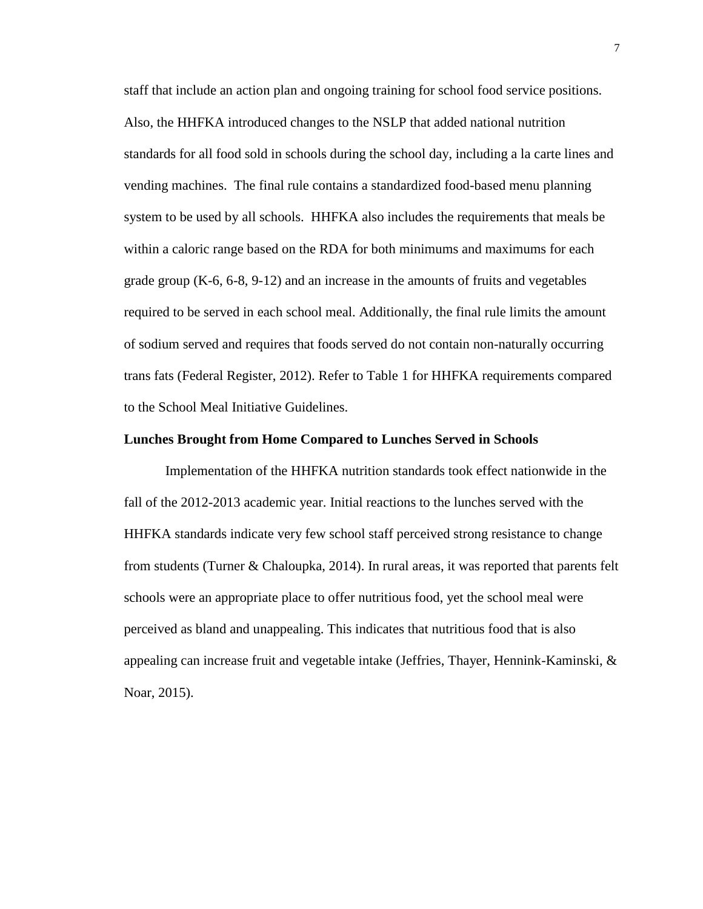staff that include an action plan and ongoing training for school food service positions. Also, the HHFKA introduced changes to the NSLP that added national nutrition standards for all food sold in schools during the school day, including a la carte lines and vending machines. The final rule contains a standardized food-based menu planning system to be used by all schools. HHFKA also includes the requirements that meals be within a caloric range based on the RDA for both minimums and maximums for each grade group (K-6, 6-8, 9-12) and an increase in the amounts of fruits and vegetables required to be served in each school meal. Additionally, the final rule limits the amount of sodium served and requires that foods served do not contain non-naturally occurring trans fats (Federal Register, 2012). Refer to Table 1 for HHFKA requirements compared to the School Meal Initiative Guidelines.

**Lunches Brought from Home Compared to Lunches Served in Schools**

Implementation of the HHFKA nutrition standards took effect nationwide in the fall of the 2012-2013 academic year. Initial reactions to the lunches served with the HHFKA standards indicate very few school staff perceived strong resistance to change from students (Turner & Chaloupka, 2014). In rural areas, it was reported that parents felt schools were an appropriate place to offer nutritious food, yet the school meal were perceived as bland and unappealing. This indicates that nutritious food that is also appealing can increase fruit and vegetable intake (Jeffries, Thayer, Hennink-Kaminski, & Noar, 2015).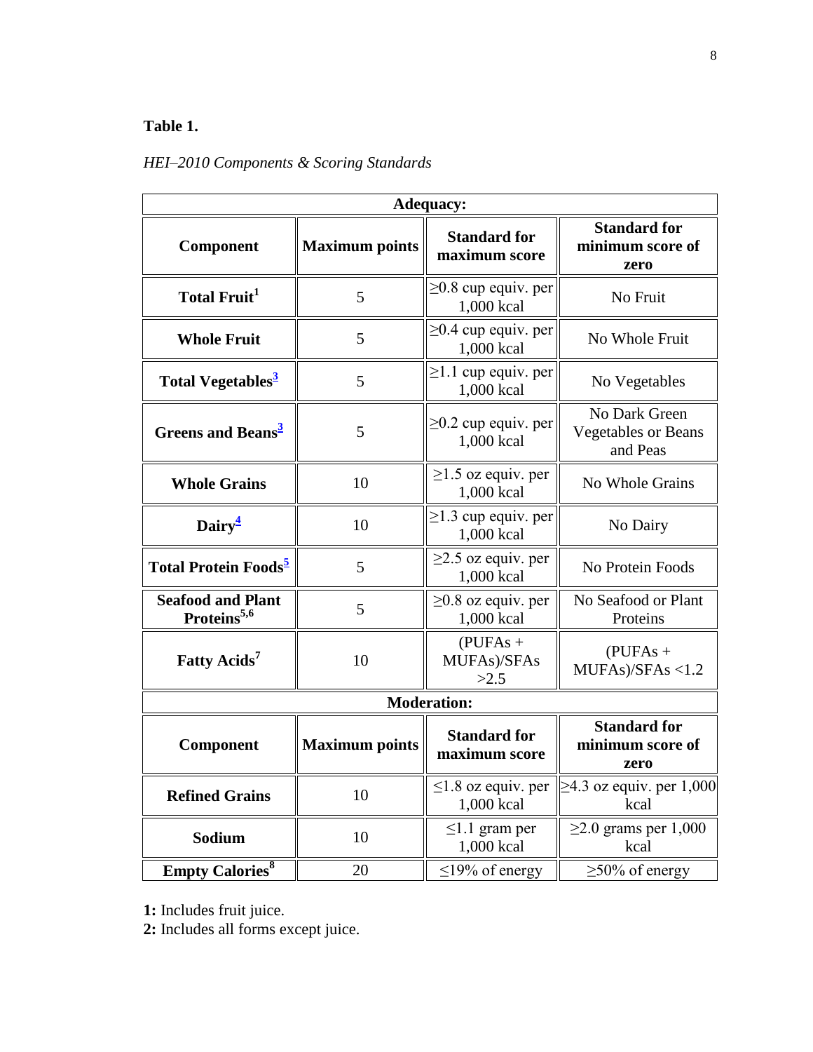**Table 1.**

*HEI–2010 Components & Scoring Standards*

| Component | Maximum points | Standard for maximum score | Standard for minimum score of zero |
|---|---|---|---|
| **Adequacy:** | | | |
| **Total Fruit**[1] | 5 | ≥0.8 cup equiv. per 1,000 kcal | No Fruit |
| **Whole Fruit** | 5 | ≥0.4 cup equiv. per 1,000 kcal | No Whole Fruit |
| **Total Vegetables**[3] | 5 | ≥1.1 cup equiv. per 1,000 kcal | No Vegetables |
| **Greens and Beans**[3] | 5 | ≥0.2 cup equiv. per 1,000 kcal | No Dark Green Vegetables or Beans and Peas |
| **Whole Grains** | 10 | ≥1.5 oz equiv. per 1,000 kcal | No Whole Grains |
| **Dairy**[4] | 10 | ≥1.3 cup equiv. per 1,000 kcal | No Dairy |
| **Total Protein Foods**[5] | 5 | ≥2.5 oz equiv. per 1,000 kcal | No Protein Foods |
| **Seafood and Plant Proteins**[5,6] | 5 | ≥0.8 oz equiv. per 1,000 kcal | No Seafood or Plant Proteins |
| **Fatty Acids**[7] | 10 | (PUFAs + MUFAs)/SFAs >2.5 | (PUFAs + MUFAs)/SFAs <1.2 |
| **Moderation:** | | | |
| **Component** | **Maximum points** | **Standard for maximum score** | **Standard for minimum score of zero** |
| **Refined Grains** | 10 | ≤1.8 oz equiv. per 1,000 kcal | ≥4.3 oz equiv. per 1,000 kcal |
| **Sodium** | 10 | ≤1.1 gram per 1,000 kcal | ≥2.0 grams per 1,000 kcal |
| **Empty Calories**[8] | 20 | ≤19% of energy | ≥50% of energy |

**1:** Includes fruit juice.

**2:** Includes all forms except juice.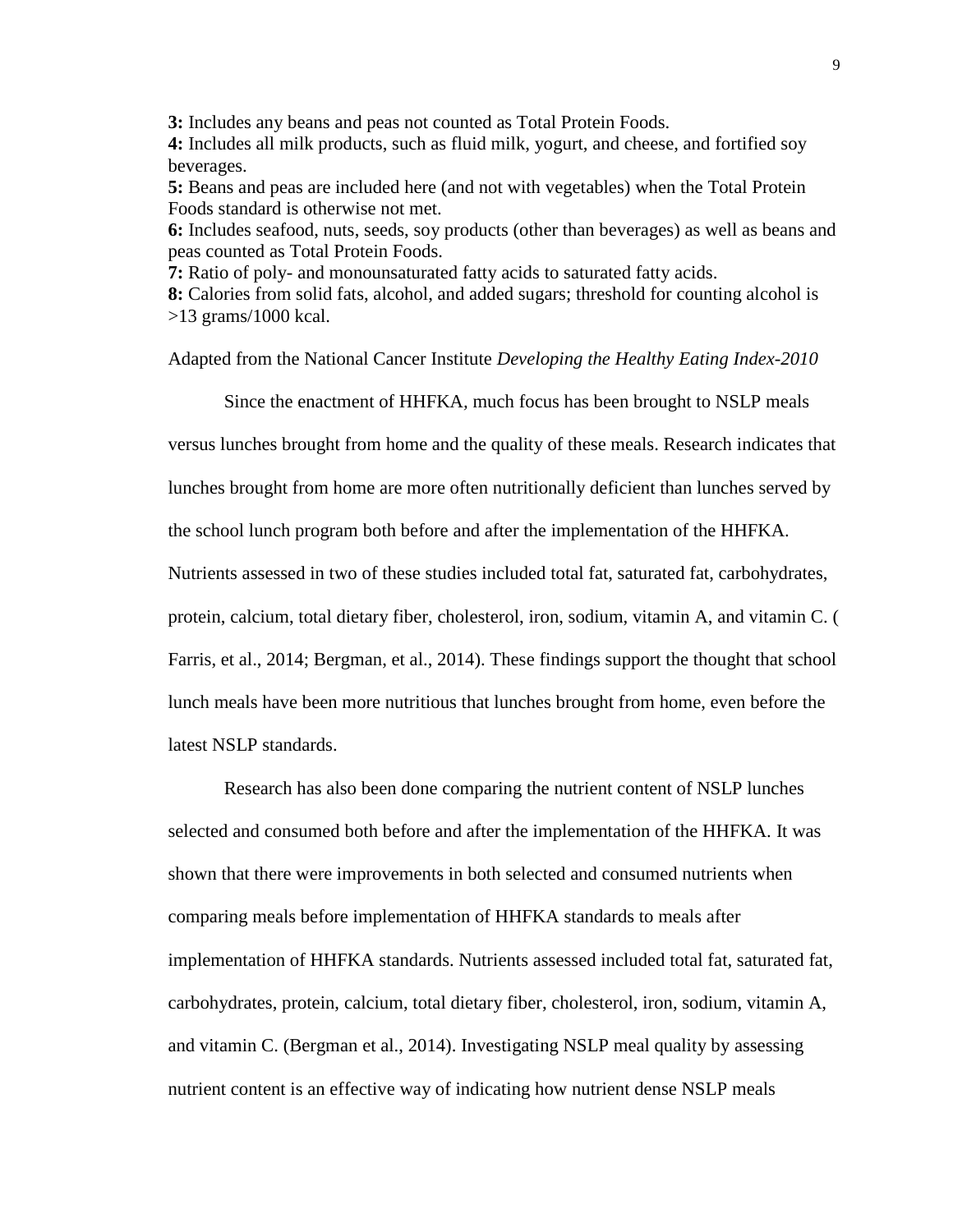**3:** Includes any beans and peas not counted as Total Protein Foods.
**4:** Includes all milk products, such as fluid milk, yogurt, and cheese, and fortified soy beverages.
**5:** Beans and peas are included here (and not with vegetables) when the Total Protein Foods standard is otherwise not met.
**6:** Includes seafood, nuts, seeds, soy products (other than beverages) as well as beans and peas counted as Total Protein Foods.
**7:** Ratio of poly- and monounsaturated fatty acids to saturated fatty acids.
**8:** Calories from solid fats, alcohol, and added sugars; threshold for counting alcohol is >13 grams/1000 kcal.

Adapted from the National Cancer Institute *Developing the Healthy Eating Index-2010*

Since the enactment of HHFKA, much focus has been brought to NSLP meals versus lunches brought from home and the quality of these meals. Research indicates that lunches brought from home are more often nutritionally deficient than lunches served by the school lunch program both before and after the implementation of the HHFKA. Nutrients assessed in two of these studies included total fat, saturated fat, carbohydrates, protein, calcium, total dietary fiber, cholesterol, iron, sodium, vitamin A, and vitamin C. ( Farris, et al., 2014; Bergman, et al., 2014). These findings support the thought that school lunch meals have been more nutritious that lunches brought from home, even before the latest NSLP standards.

Research has also been done comparing the nutrient content of NSLP lunches selected and consumed both before and after the implementation of the HHFKA. It was shown that there were improvements in both selected and consumed nutrients when comparing meals before implementation of HHFKA standards to meals after implementation of HHFKA standards. Nutrients assessed included total fat, saturated fat, carbohydrates, protein, calcium, total dietary fiber, cholesterol, iron, sodium, vitamin A, and vitamin C. (Bergman et al., 2014). Investigating NSLP meal quality by assessing nutrient content is an effective way of indicating how nutrient dense NSLP meals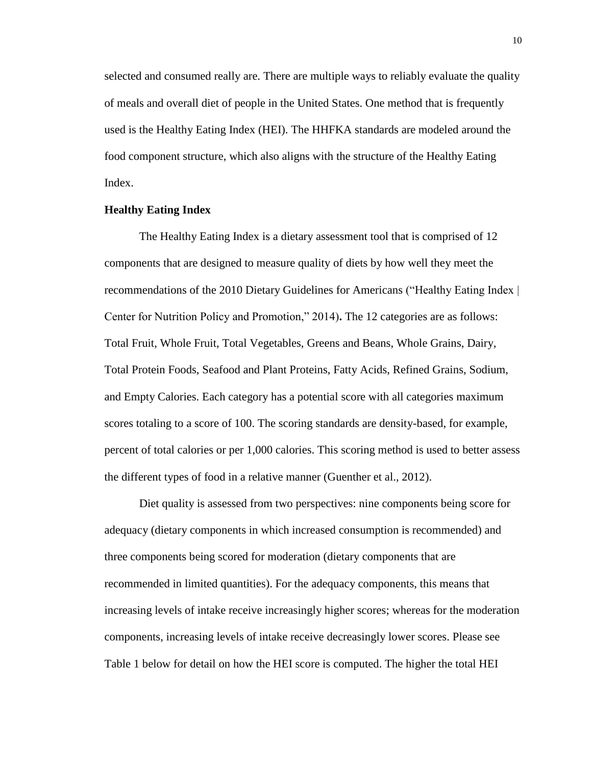selected and consumed really are. There are multiple ways to reliably evaluate the quality of meals and overall diet of people in the United States. One method that is frequently used is the Healthy Eating Index (HEI). The HHFKA standards are modeled around the food component structure, which also aligns with the structure of the Healthy Eating Index.

### Healthy Eating Index

The Healthy Eating Index is a dietary assessment tool that is comprised of 12 components that are designed to measure quality of diets by how well they meet the recommendations of the 2010 Dietary Guidelines for Americans ("Healthy Eating Index | Center for Nutrition Policy and Promotion," 2014)**.** The 12 categories are as follows: Total Fruit, Whole Fruit, Total Vegetables, Greens and Beans, Whole Grains, Dairy, Total Protein Foods, Seafood and Plant Proteins, Fatty Acids, Refined Grains, Sodium, and Empty Calories. Each category has a potential score with all categories maximum scores totaling to a score of 100. The scoring standards are density-based, for example, percent of total calories or per 1,000 calories. This scoring method is used to better assess the different types of food in a relative manner (Guenther et al., 2012).

Diet quality is assessed from two perspectives: nine components being score for adequacy (dietary components in which increased consumption is recommended) and three components being scored for moderation (dietary components that are recommended in limited quantities). For the adequacy components, this means that increasing levels of intake receive increasingly higher scores; whereas for the moderation components, increasing levels of intake receive decreasingly lower scores. Please see Table 1 below for detail on how the HEI score is computed. The higher the total HEI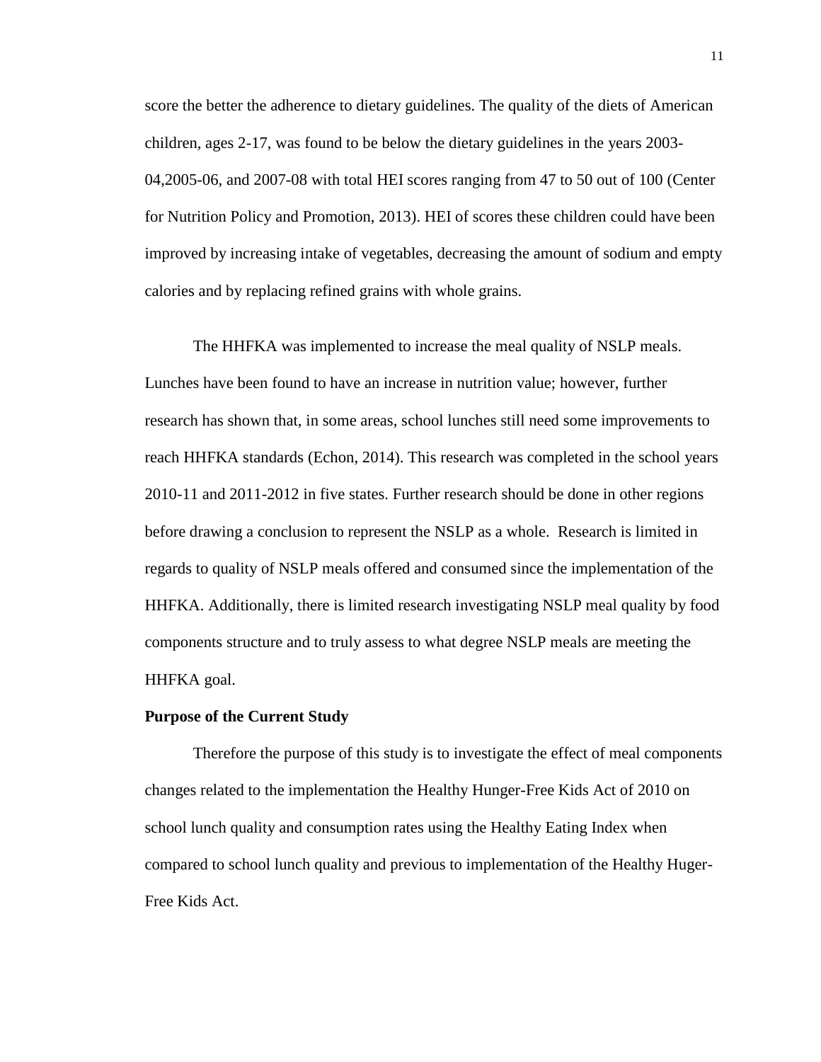score the better the adherence to dietary guidelines. The quality of the diets of American children, ages 2-17, was found to be below the dietary guidelines in the years 2003-04,2005-06, and 2007-08 with total HEI scores ranging from 47 to 50 out of 100 (Center for Nutrition Policy and Promotion, 2013). HEI of scores these children could have been improved by increasing intake of vegetables, decreasing the amount of sodium and empty calories and by replacing refined grains with whole grains.

The HHFKA was implemented to increase the meal quality of NSLP meals. Lunches have been found to have an increase in nutrition value; however, further research has shown that, in some areas, school lunches still need some improvements to reach HHFKA standards (Echon, 2014). This research was completed in the school years 2010-11 and 2011-2012 in five states. Further research should be done in other regions before drawing a conclusion to represent the NSLP as a whole. Research is limited in regards to quality of NSLP meals offered and consumed since the implementation of the HHFKA. Additionally, there is limited research investigating NSLP meal quality by food components structure and to truly assess to what degree NSLP meals are meeting the HHFKA goal.

**Purpose of the Current Study**

Therefore the purpose of this study is to investigate the effect of meal components changes related to the implementation the Healthy Hunger-Free Kids Act of 2010 on school lunch quality and consumption rates using the Healthy Eating Index when compared to school lunch quality and previous to implementation of the Healthy Huger-Free Kids Act.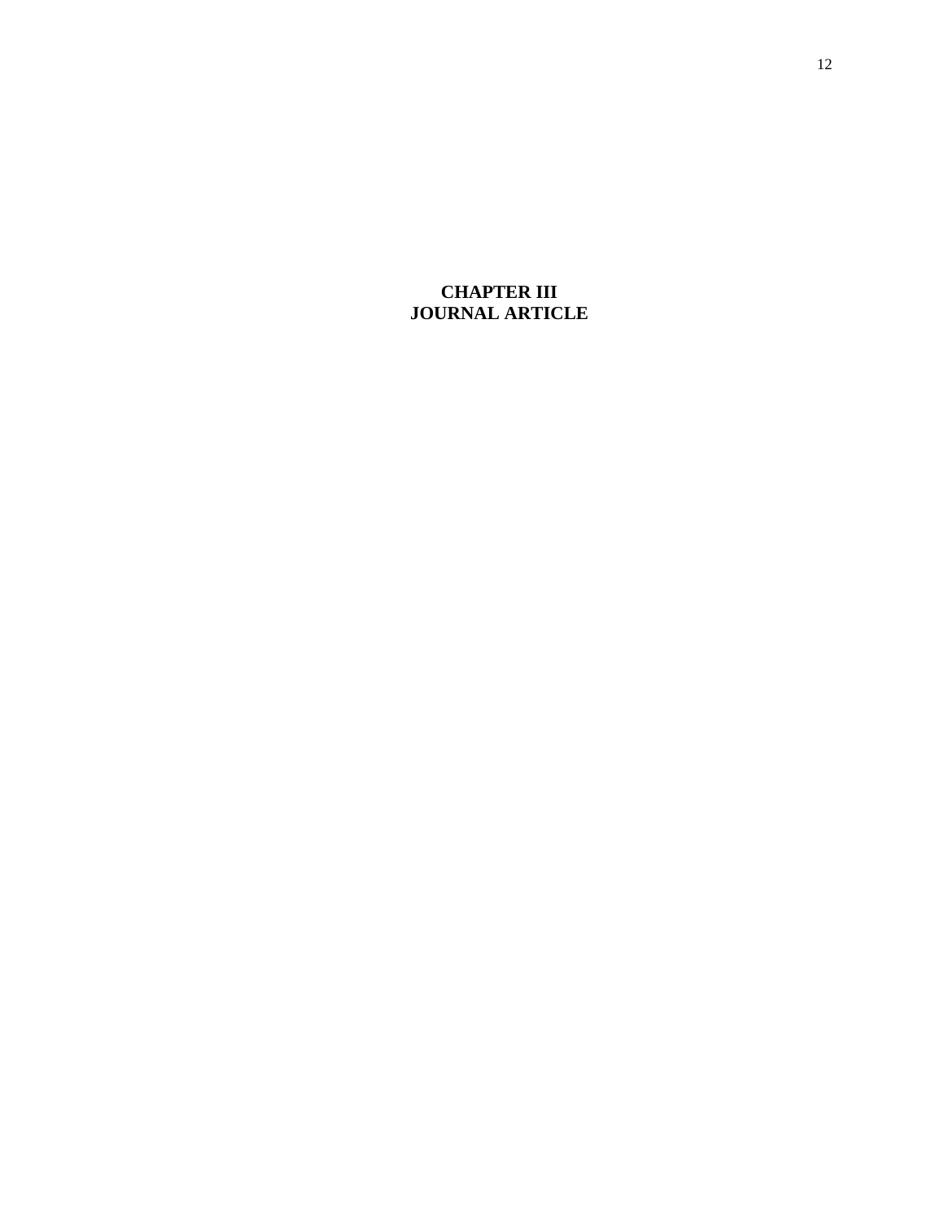# CHAPTER III
# JOURNAL ARTICLE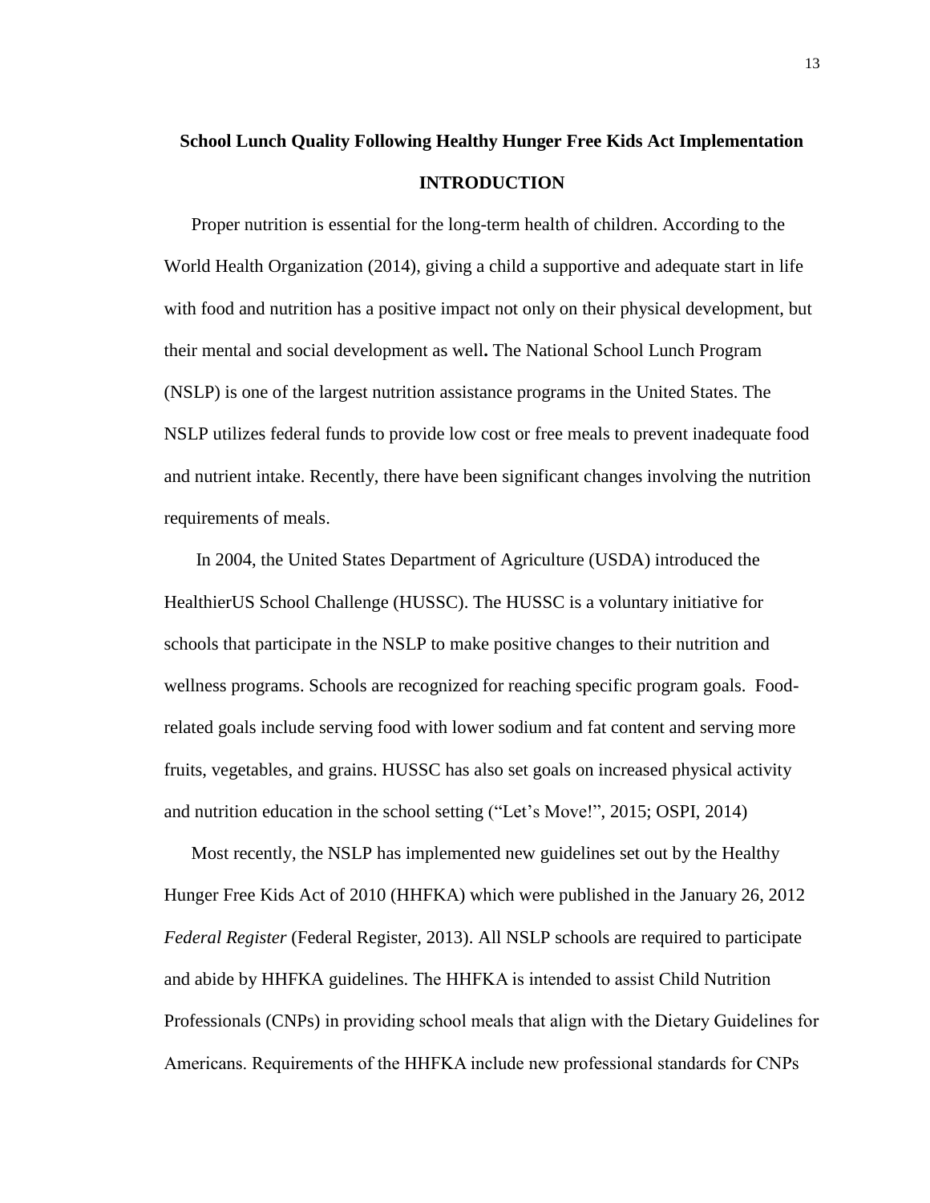## School Lunch Quality Following Healthy Hunger Free Kids Act Implementation

### INTRODUCTION

Proper nutrition is essential for the long-term health of children. According to the World Health Organization (2014), giving a child a supportive and adequate start in life with food and nutrition has a positive impact not only on their physical development, but their mental and social development as well**.** The National School Lunch Program (NSLP) is one of the largest nutrition assistance programs in the United States. The NSLP utilizes federal funds to provide low cost or free meals to prevent inadequate food and nutrient intake. Recently, there have been significant changes involving the nutrition requirements of meals.

In 2004, the United States Department of Agriculture (USDA) introduced the HealthierUS School Challenge (HUSSC). The HUSSC is a voluntary initiative for schools that participate in the NSLP to make positive changes to their nutrition and wellness programs. Schools are recognized for reaching specific program goals. Food-related goals include serving food with lower sodium and fat content and serving more fruits, vegetables, and grains. HUSSC has also set goals on increased physical activity and nutrition education in the school setting ("Let's Move!", 2015; OSPI, 2014)

Most recently, the NSLP has implemented new guidelines set out by the Healthy Hunger Free Kids Act of 2010 (HHFKA) which were published in the January 26, 2012 *Federal Register* (Federal Register, 2013). All NSLP schools are required to participate and abide by HHFKA guidelines. The HHFKA is intended to assist Child Nutrition Professionals (CNPs) in providing school meals that align with the Dietary Guidelines for Americans. Requirements of the HHFKA include new professional standards for CNPs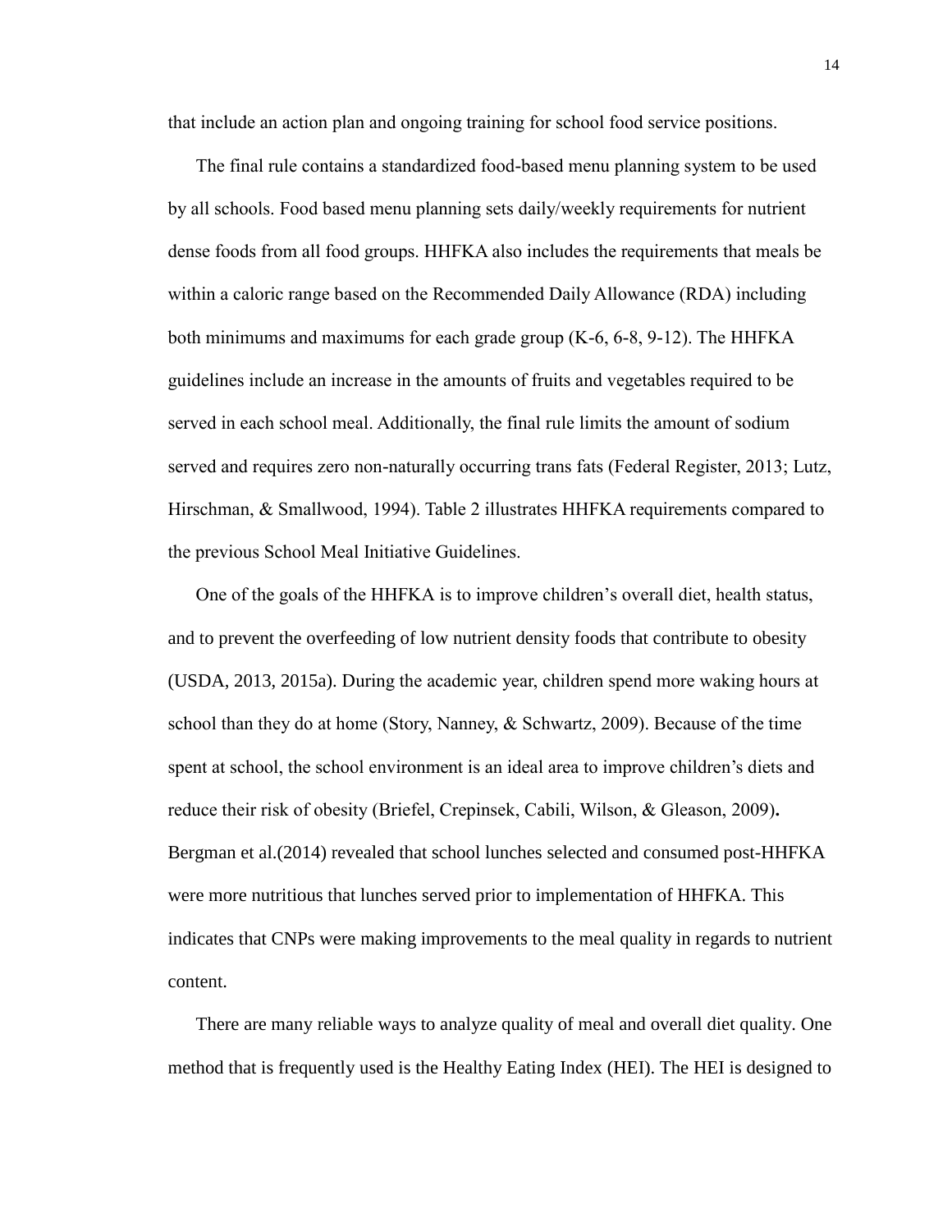that include an action plan and ongoing training for school food service positions.

The final rule contains a standardized food-based menu planning system to be used by all schools. Food based menu planning sets daily/weekly requirements for nutrient dense foods from all food groups. HHFKA also includes the requirements that meals be within a caloric range based on the Recommended Daily Allowance (RDA) including both minimums and maximums for each grade group (K-6, 6-8, 9-12). The HHFKA guidelines include an increase in the amounts of fruits and vegetables required to be served in each school meal. Additionally, the final rule limits the amount of sodium served and requires zero non-naturally occurring trans fats (Federal Register, 2013; Lutz, Hirschman, & Smallwood, 1994). Table 2 illustrates HHFKA requirements compared to the previous School Meal Initiative Guidelines.

One of the goals of the HHFKA is to improve children's overall diet, health status, and to prevent the overfeeding of low nutrient density foods that contribute to obesity (USDA, 2013, 2015a). During the academic year, children spend more waking hours at school than they do at home (Story, Nanney, & Schwartz, 2009). Because of the time spent at school, the school environment is an ideal area to improve children's diets and reduce their risk of obesity (Briefel, Crepinsek, Cabili, Wilson, & Gleason, 2009)**.** Bergman et al.(2014) revealed that school lunches selected and consumed post-HHFKA were more nutritious that lunches served prior to implementation of HHFKA. This indicates that CNPs were making improvements to the meal quality in regards to nutrient content.

There are many reliable ways to analyze quality of meal and overall diet quality. One method that is frequently used is the Healthy Eating Index (HEI). The HEI is designed to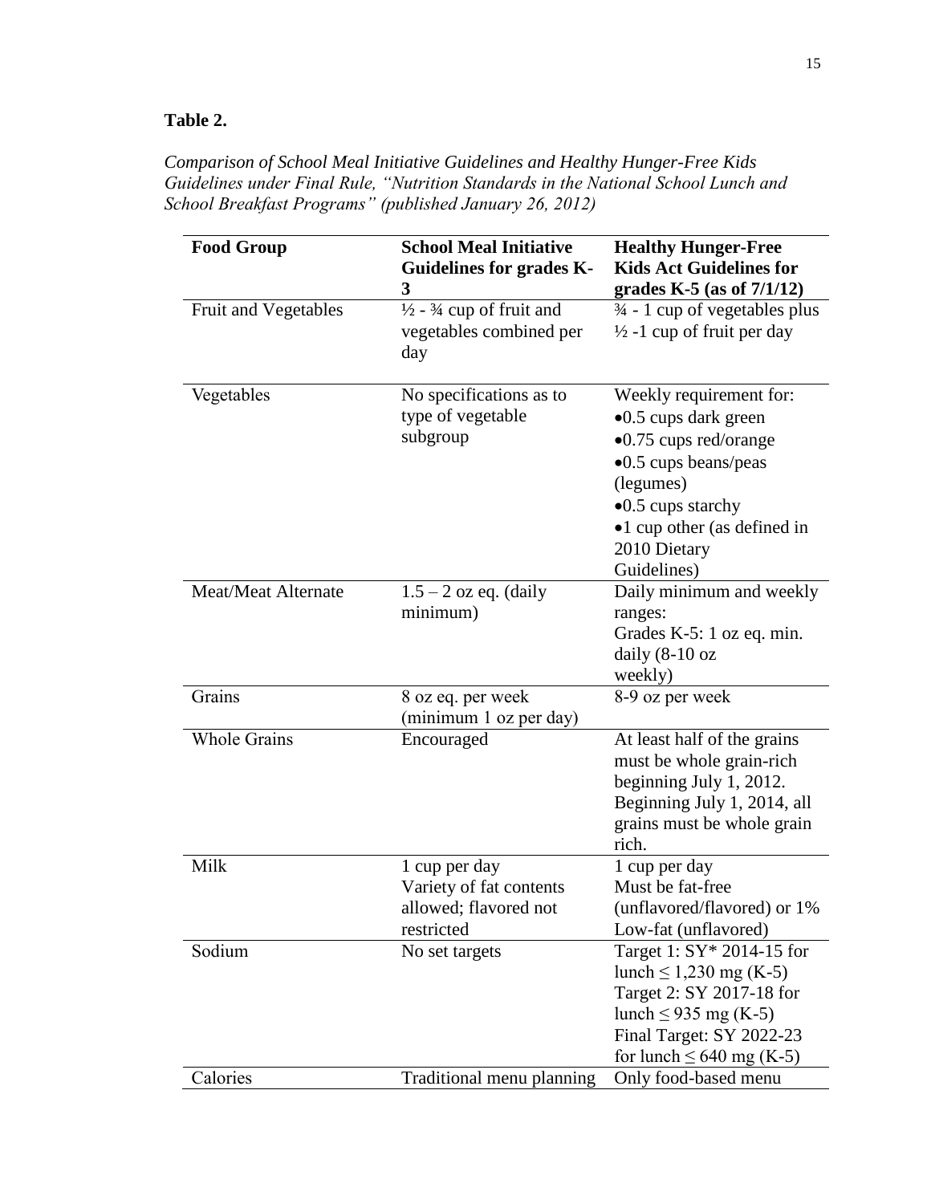**Table 2.**

*Comparison of School Meal Initiative Guidelines and Healthy Hunger-Free Kids Guidelines under Final Rule, "Nutrition Standards in the National School Lunch and School Breakfast Programs" (published January 26, 2012)*

| **Food Group** | **School Meal Initiative Guidelines for grades K-3** | **Healthy Hunger-Free Kids Act Guidelines for grades K-5 (as of 7/1/12)** |
|---|---|---|
| Fruit and Vegetables | ½ - ¾ cup of fruit and vegetables combined per day | ¾ - 1 cup of vegetables plus ½ -1 cup of fruit per day |
| Vegetables | No specifications as to type of vegetable subgroup | Weekly requirement for: •0.5 cups dark green •0.75 cups red/orange •0.5 cups beans/peas (legumes) •0.5 cups starchy •1 cup other (as defined in 2010 Dietary Guidelines) |
| Meat/Meat Alternate | 1.5 – 2 oz eq. (daily minimum) | Daily minimum and weekly ranges: Grades K-5: 1 oz eq. min. daily (8-10 oz weekly) |
| Grains | 8 oz eq. per week (minimum 1 oz per day) | 8-9 oz per week |
| Whole Grains | Encouraged | At least half of the grains must be whole grain-rich beginning July 1, 2012. Beginning July 1, 2014, all grains must be whole grain rich. |
| Milk | 1 cup per day Variety of fat contents allowed; flavored not restricted | 1 cup per day Must be fat-free (unflavored/flavored) or 1% Low-fat (unflavored) |
| Sodium | No set targets | Target 1: SY* 2014-15 for lunch ≤ 1,230 mg (K-5) Target 2: SY 2017-18 for lunch ≤ 935 mg (K-5) Final Target: SY 2022-23 for lunch ≤ 640 mg (K-5) |
| Calories | Traditional menu planning | Only food-based menu |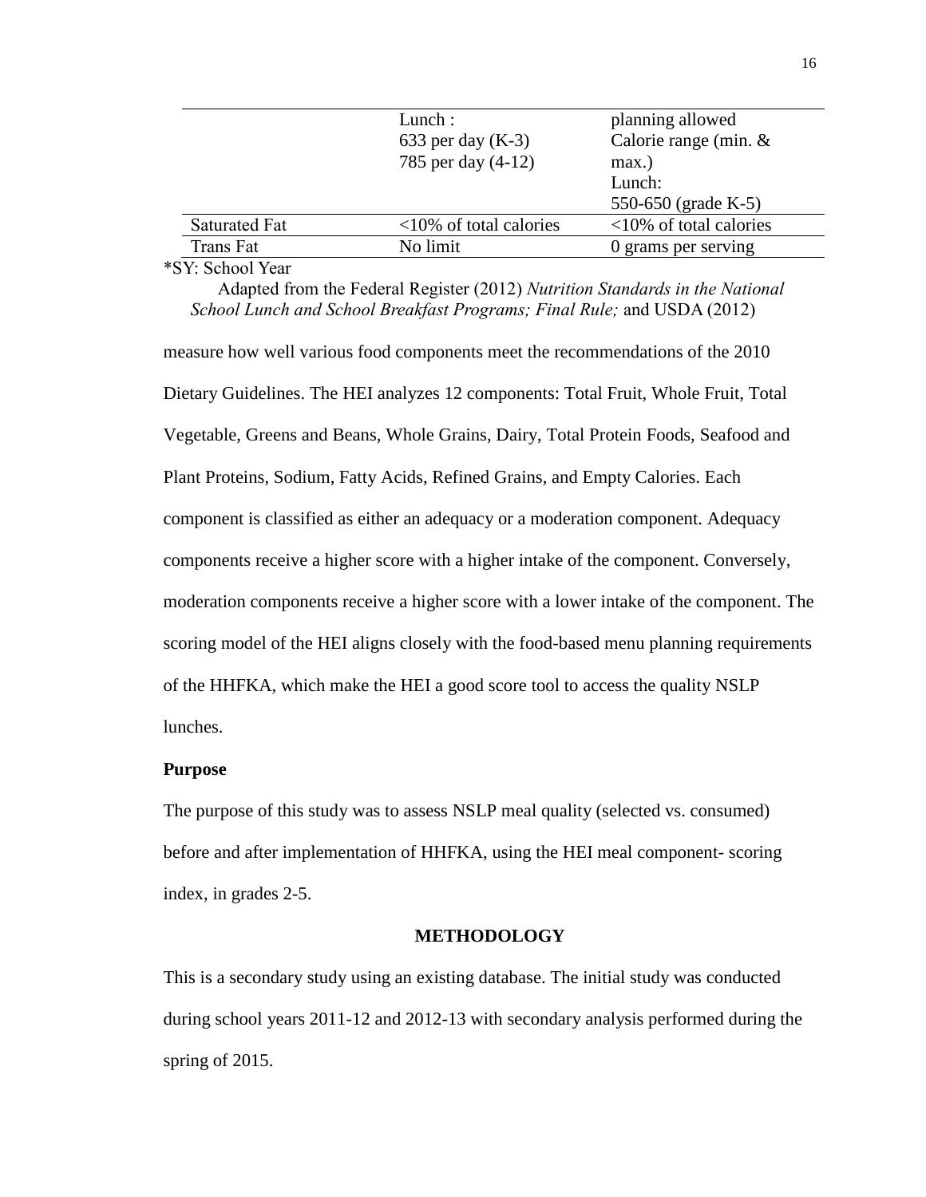| | | |
|---|---|---|
| | Lunch :<br>633 per day (K-3)<br>785 per day (4-12) | planning allowed<br>Calorie range (min. & max.)<br>Lunch:<br>550-650 (grade K-5) |
| Saturated Fat | <10% of total calories | <10% of total calories |
| Trans Fat | No limit | 0 grams per serving |

*SY: School Year

Adapted from the Federal Register (2012) *Nutrition Standards in the National School Lunch and School Breakfast Programs; Final Rule;* and USDA (2012)

measure how well various food components meet the recommendations of the 2010 Dietary Guidelines. The HEI analyzes 12 components: Total Fruit, Whole Fruit, Total Vegetable, Greens and Beans, Whole Grains, Dairy, Total Protein Foods, Seafood and Plant Proteins, Sodium, Fatty Acids, Refined Grains, and Empty Calories. Each component is classified as either an adequacy or a moderation component. Adequacy components receive a higher score with a higher intake of the component. Conversely, moderation components receive a higher score with a lower intake of the component. The scoring model of the HEI aligns closely with the food-based menu planning requirements of the HHFKA, which make the HEI a good score tool to access the quality NSLP lunches.

### Purpose

The purpose of this study was to assess NSLP meal quality (selected vs. consumed) before and after implementation of HHFKA, using the HEI meal component- scoring index, in grades 2-5.

## METHODOLOGY

This is a secondary study using an existing database. The initial study was conducted during school years 2011-12 and 2012-13 with secondary analysis performed during the spring of 2015.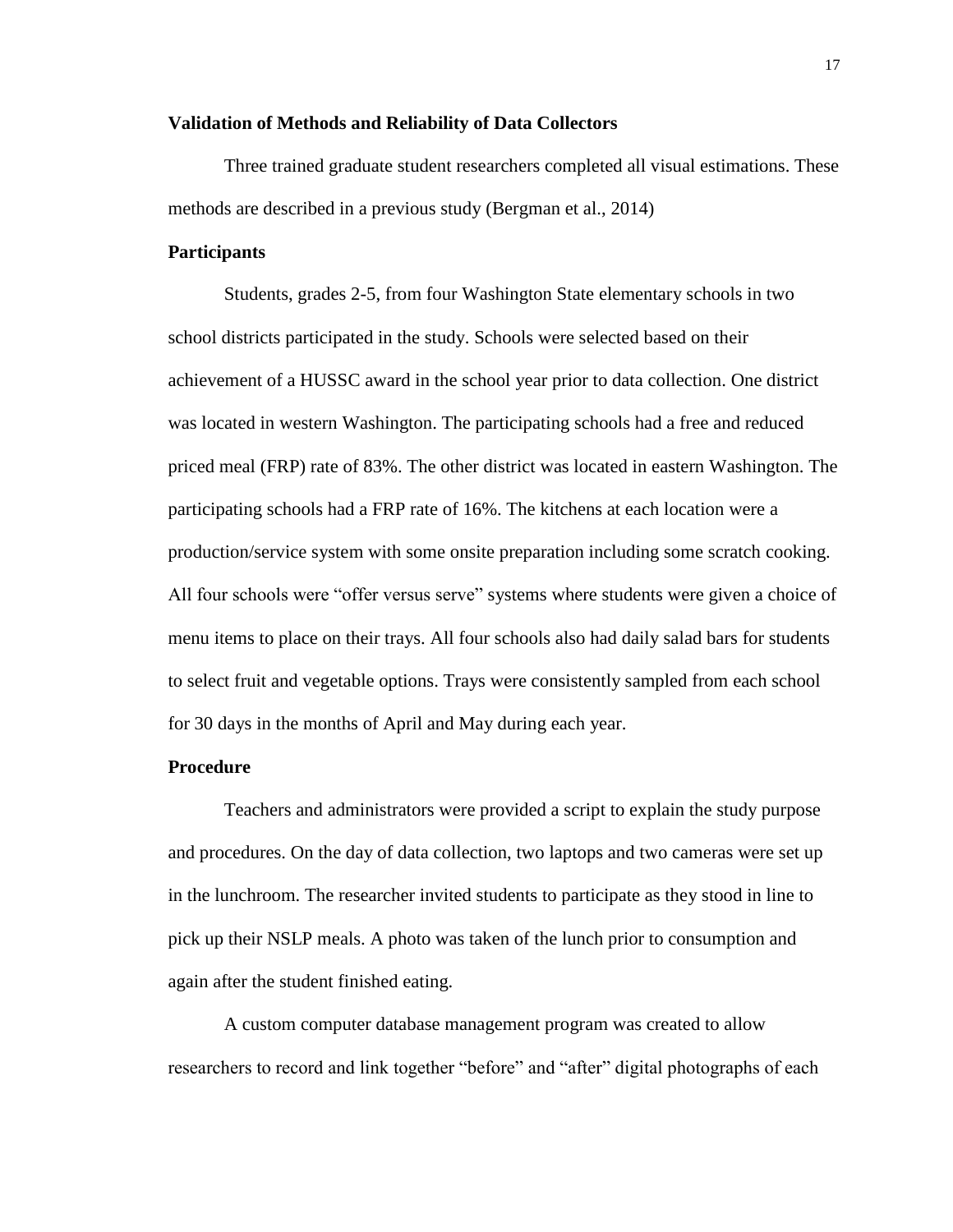### Validation of Methods and Reliability of Data Collectors

Three trained graduate student researchers completed all visual estimations. These methods are described in a previous study (Bergman et al., 2014)

### Participants

Students, grades 2-5, from four Washington State elementary schools in two school districts participated in the study. Schools were selected based on their achievement of a HUSSC award in the school year prior to data collection. One district was located in western Washington. The participating schools had a free and reduced priced meal (FRP) rate of 83%. The other district was located in eastern Washington. The participating schools had a FRP rate of 16%. The kitchens at each location were a production/service system with some onsite preparation including some scratch cooking. All four schools were "offer versus serve" systems where students were given a choice of menu items to place on their trays. All four schools also had daily salad bars for students to select fruit and vegetable options. Trays were consistently sampled from each school for 30 days in the months of April and May during each year.

### Procedure

Teachers and administrators were provided a script to explain the study purpose and procedures. On the day of data collection, two laptops and two cameras were set up in the lunchroom. The researcher invited students to participate as they stood in line to pick up their NSLP meals. A photo was taken of the lunch prior to consumption and again after the student finished eating.

A custom computer database management program was created to allow researchers to record and link together "before" and "after" digital photographs of each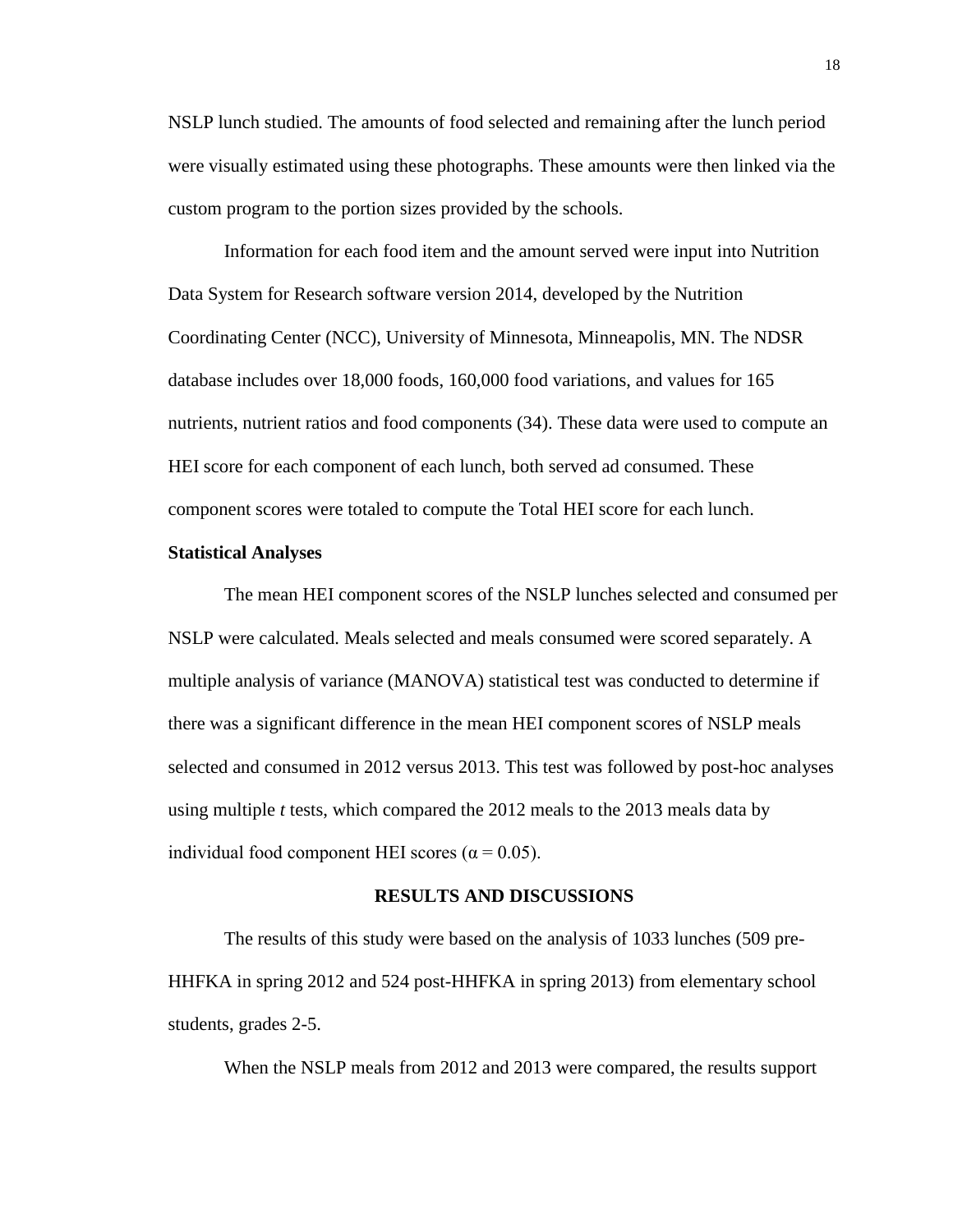NSLP lunch studied. The amounts of food selected and remaining after the lunch period were visually estimated using these photographs. These amounts were then linked via the custom program to the portion sizes provided by the schools.

Information for each food item and the amount served were input into Nutrition Data System for Research software version 2014, developed by the Nutrition Coordinating Center (NCC), University of Minnesota, Minneapolis, MN. The NDSR database includes over 18,000 foods, 160,000 food variations, and values for 165 nutrients, nutrient ratios and food components (34). These data were used to compute an HEI score for each component of each lunch, both served ad consumed. These component scores were totaled to compute the Total HEI score for each lunch.

**Statistical Analyses**

The mean HEI component scores of the NSLP lunches selected and consumed per NSLP were calculated. Meals selected and meals consumed were scored separately. A multiple analysis of variance (MANOVA) statistical test was conducted to determine if there was a significant difference in the mean HEI component scores of NSLP meals selected and consumed in 2012 versus 2013. This test was followed by post-hoc analyses using multiple *t* tests, which compared the 2012 meals to the 2013 meals data by individual food component HEI scores ($\alpha = 0.05$).

## RESULTS AND DISCUSSIONS

The results of this study were based on the analysis of 1033 lunches (509 pre-HHFKA in spring 2012 and 524 post-HHFKA in spring 2013) from elementary school students, grades 2-5.

When the NSLP meals from 2012 and 2013 were compared, the results support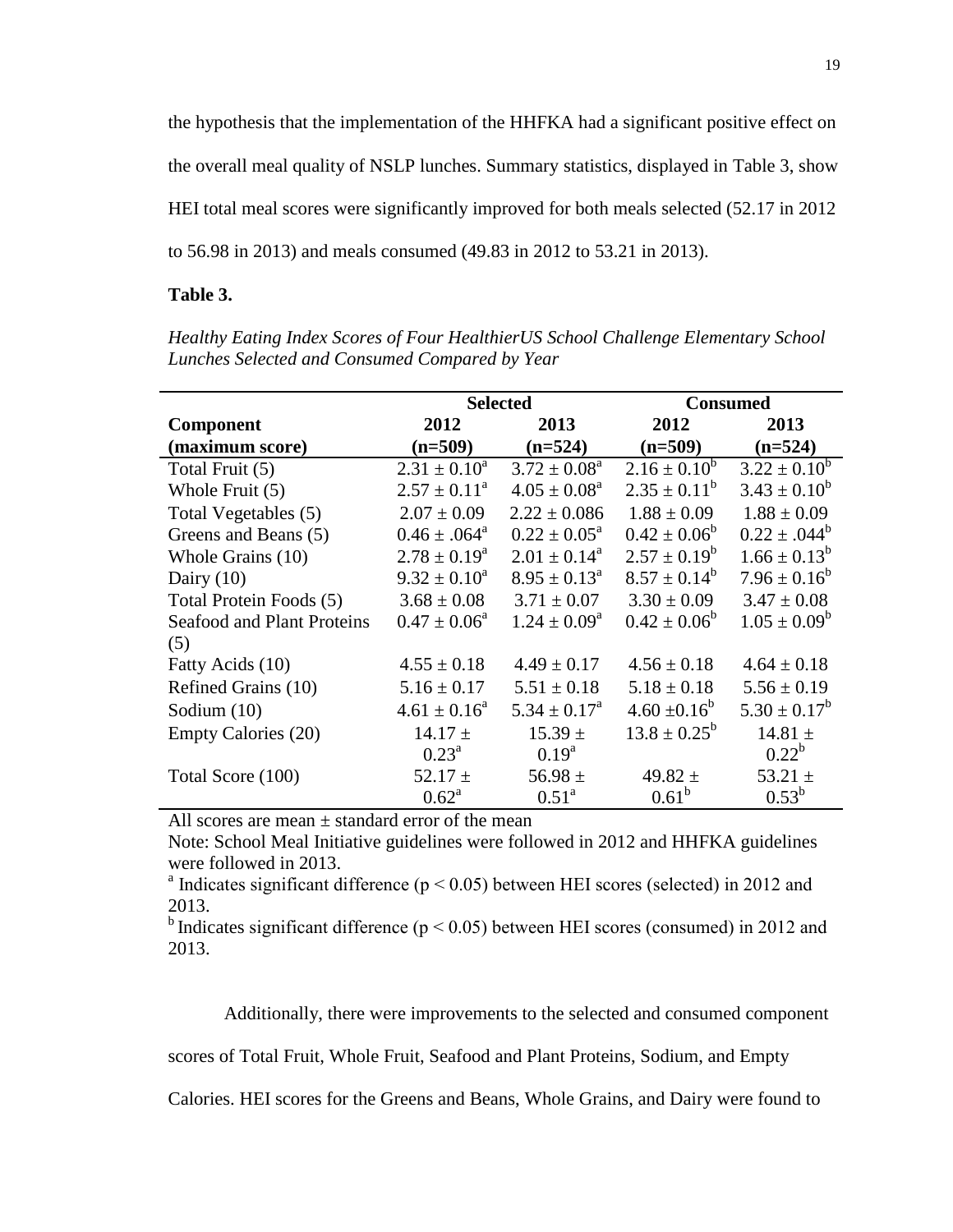the hypothesis that the implementation of the HHFKA had a significant positive effect on the overall meal quality of NSLP lunches. Summary statistics, displayed in Table 3, show HEI total meal scores were significantly improved for both meals selected (52.17 in 2012 to 56.98 in 2013) and meals consumed (49.83 in 2012 to 53.21 in 2013).

**Table 3.**

*Healthy Eating Index Scores of Four HealthierUS School Challenge Elementary School Lunches Selected and Consumed Compared by Year*

| | Selected | | Consumed | |
|---|---|---|---|---|
| **Component (maximum score)** | **2012 (n=509)** | **2013 (n=524)** | **2012 (n=509)** | **2013 (n=524)** |
| Total Fruit (5) | $2.31 \pm 0.10^a$ | $3.72 \pm 0.08^a$ | $2.16 \pm 0.10^b$ | $3.22 \pm 0.10^b$ |
| Whole Fruit (5) | $2.57 \pm 0.11^a$ | $4.05 \pm 0.08^a$ | $2.35 \pm 0.11^b$ | $3.43 \pm 0.10^b$ |
| Total Vegetables (5) | $2.07 \pm 0.09$ | $2.22 \pm 0.086$ | $1.88 \pm 0.09$ | $1.88 \pm 0.09$ |
| Greens and Beans (5) | $0.46 \pm .064^a$ | $0.22 \pm 0.05^a$ | $0.42 \pm 0.06^b$ | $0.22 \pm .044^b$ |
| Whole Grains (10) | $2.78 \pm 0.19^a$ | $2.01 \pm 0.14^a$ | $2.57 \pm 0.19^b$ | $1.66 \pm 0.13^b$ |
| Dairy (10) | $9.32 \pm 0.10^a$ | $8.95 \pm 0.13^a$ | $8.57 \pm 0.14^b$ | $7.96 \pm 0.16^b$ |
| Total Protein Foods (5) | $3.68 \pm 0.08$ | $3.71 \pm 0.07$ | $3.30 \pm 0.09$ | $3.47 \pm 0.08$ |
| Seafood and Plant Proteins (5) | $0.47 \pm 0.06^a$ | $1.24 \pm 0.09^a$ | $0.42 \pm 0.06^b$ | $1.05 \pm 0.09^b$ |
| Fatty Acids (10) | $4.55 \pm 0.18$ | $4.49 \pm 0.17$ | $4.56 \pm 0.18$ | $4.64 \pm 0.18$ |
| Refined Grains (10) | $5.16 \pm 0.17$ | $5.51 \pm 0.18$ | $5.18 \pm 0.18$ | $5.56 \pm 0.19$ |
| Sodium (10) | $4.61 \pm 0.16^a$ | $5.34 \pm 0.17^a$ | $4.60 \pm 0.16^b$ | $5.30 \pm 0.17^b$ |
| Empty Calories (20) | $14.17 \pm 0.23^a$ | $15.39 \pm 0.19^a$ | $13.8 \pm 0.25^b$ | $14.81 \pm 0.22^b$ |
| Total Score (100) | $52.17 \pm 0.62^a$ | $56.98 \pm 0.51^a$ | $49.82 \pm 0.61^b$ | $53.21 \pm 0.53^b$ |

All scores are mean ± standard error of the mean

Note: School Meal Initiative guidelines were followed in 2012 and HHFKA guidelines were followed in 2013.

[a] Indicates significant difference ($p < 0.05$) between HEI scores (selected) in 2012 and 2013.

[b] Indicates significant difference ($p < 0.05$) between HEI scores (consumed) in 2012 and 2013.

Additionally, there were improvements to the selected and consumed component scores of Total Fruit, Whole Fruit, Seafood and Plant Proteins, Sodium, and Empty Calories. HEI scores for the Greens and Beans, Whole Grains, and Dairy were found to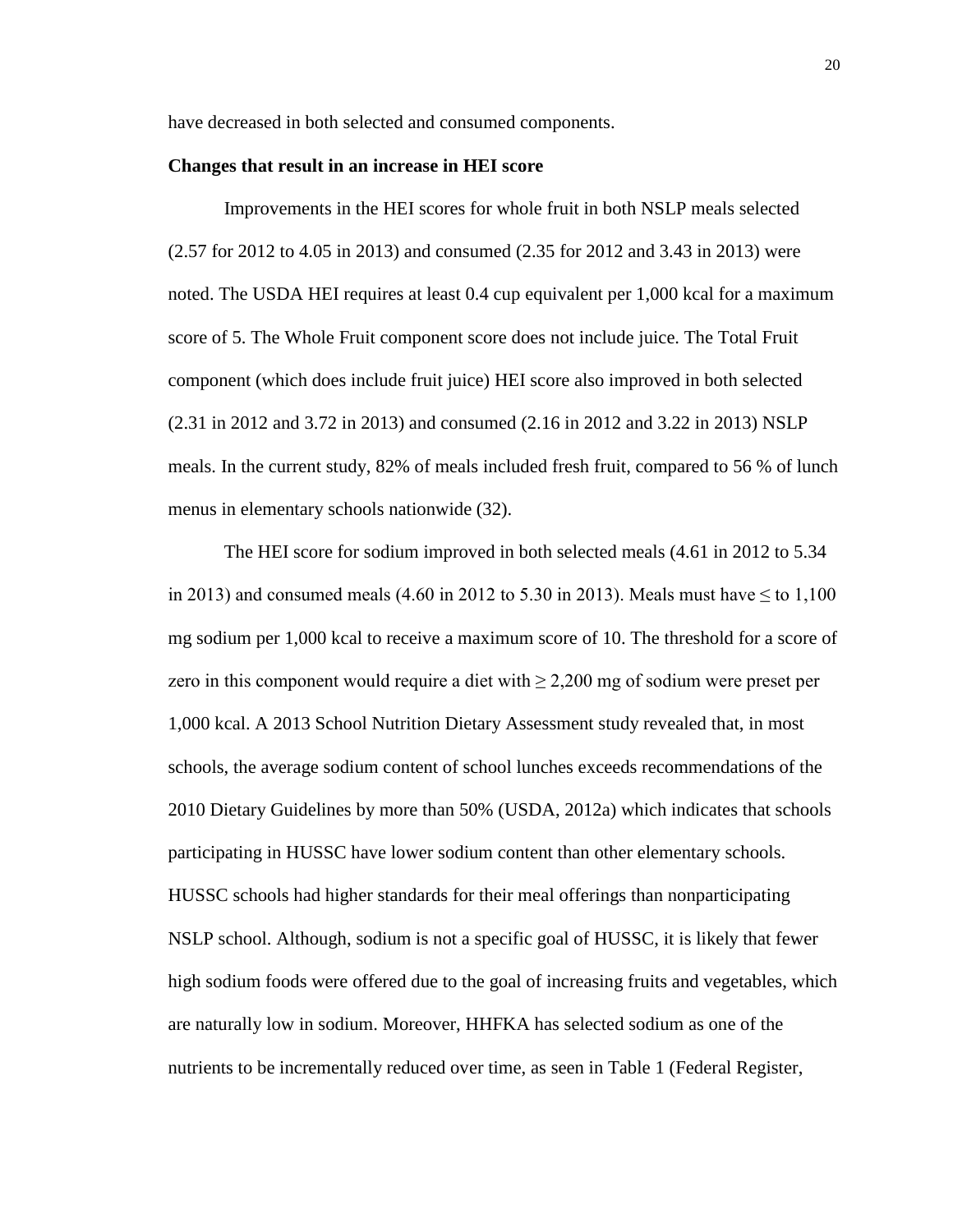have decreased in both selected and consumed components.

**Changes that result in an increase in HEI score**

Improvements in the HEI scores for whole fruit in both NSLP meals selected (2.57 for 2012 to 4.05 in 2013) and consumed (2.35 for 2012 and 3.43 in 2013) were noted. The USDA HEI requires at least 0.4 cup equivalent per 1,000 kcal for a maximum score of 5. The Whole Fruit component score does not include juice. The Total Fruit component (which does include fruit juice) HEI score also improved in both selected (2.31 in 2012 and 3.72 in 2013) and consumed (2.16 in 2012 and 3.22 in 2013) NSLP meals. In the current study, 82% of meals included fresh fruit, compared to 56 % of lunch menus in elementary schools nationwide (32).

The HEI score for sodium improved in both selected meals (4.61 in 2012 to 5.34 in 2013) and consumed meals (4.60 in 2012 to 5.30 in 2013). Meals must have ≤ to 1,100 mg sodium per 1,000 kcal to receive a maximum score of 10. The threshold for a score of zero in this component would require a diet with ≥ 2,200 mg of sodium were preset per 1,000 kcal. A 2013 School Nutrition Dietary Assessment study revealed that, in most schools, the average sodium content of school lunches exceeds recommendations of the 2010 Dietary Guidelines by more than 50% (USDA, 2012a) which indicates that schools participating in HUSSC have lower sodium content than other elementary schools. HUSSC schools had higher standards for their meal offerings than nonparticipating NSLP school. Although, sodium is not a specific goal of HUSSC, it is likely that fewer high sodium foods were offered due to the goal of increasing fruits and vegetables, which are naturally low in sodium. Moreover, HHFKA has selected sodium as one of the nutrients to be incrementally reduced over time, as seen in Table 1 (Federal Register,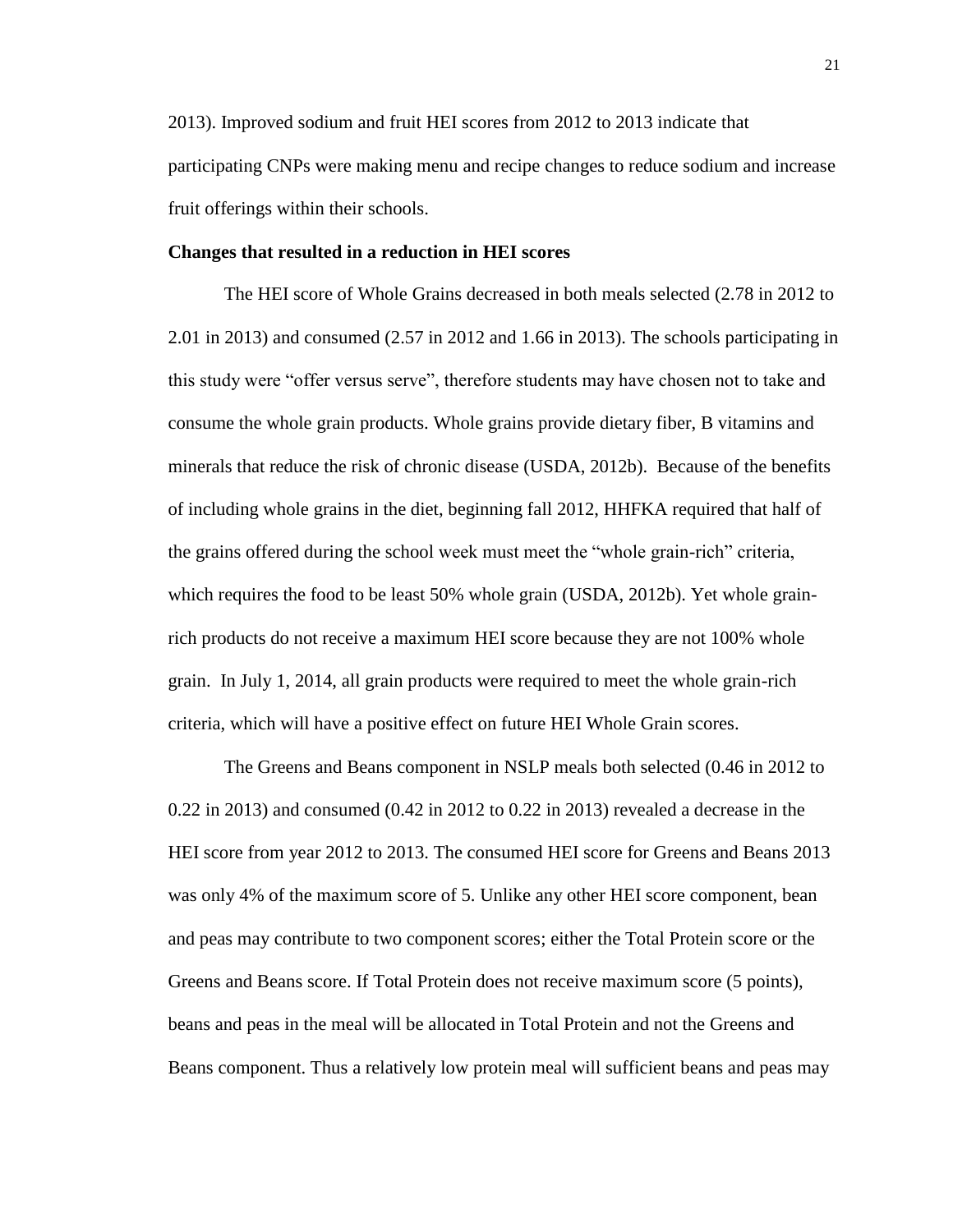2013). Improved sodium and fruit HEI scores from 2012 to 2013 indicate that participating CNPs were making menu and recipe changes to reduce sodium and increase fruit offerings within their schools.

**Changes that resulted in a reduction in HEI scores**

The HEI score of Whole Grains decreased in both meals selected (2.78 in 2012 to 2.01 in 2013) and consumed (2.57 in 2012 and 1.66 in 2013). The schools participating in this study were "offer versus serve", therefore students may have chosen not to take and consume the whole grain products. Whole grains provide dietary fiber, B vitamins and minerals that reduce the risk of chronic disease (USDA, 2012b). Because of the benefits of including whole grains in the diet, beginning fall 2012, HHFKA required that half of the grains offered during the school week must meet the "whole grain-rich" criteria, which requires the food to be least 50% whole grain (USDA, 2012b). Yet whole grain-rich products do not receive a maximum HEI score because they are not 100% whole grain. In July 1, 2014, all grain products were required to meet the whole grain-rich criteria, which will have a positive effect on future HEI Whole Grain scores.

The Greens and Beans component in NSLP meals both selected (0.46 in 2012 to 0.22 in 2013) and consumed (0.42 in 2012 to 0.22 in 2013) revealed a decrease in the HEI score from year 2012 to 2013. The consumed HEI score for Greens and Beans 2013 was only 4% of the maximum score of 5. Unlike any other HEI score component, bean and peas may contribute to two component scores; either the Total Protein score or the Greens and Beans score. If Total Protein does not receive maximum score (5 points), beans and peas in the meal will be allocated in Total Protein and not the Greens and Beans component. Thus a relatively low protein meal will sufficient beans and peas may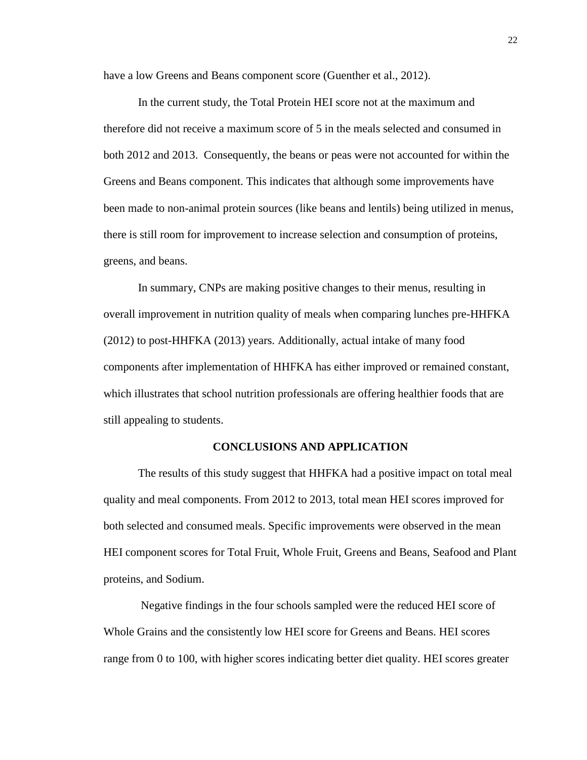have a low Greens and Beans component score (Guenther et al., 2012).

In the current study, the Total Protein HEI score not at the maximum and therefore did not receive a maximum score of 5 in the meals selected and consumed in both 2012 and 2013. Consequently, the beans or peas were not accounted for within the Greens and Beans component. This indicates that although some improvements have been made to non-animal protein sources (like beans and lentils) being utilized in menus, there is still room for improvement to increase selection and consumption of proteins, greens, and beans.

In summary, CNPs are making positive changes to their menus, resulting in overall improvement in nutrition quality of meals when comparing lunches pre-HHFKA (2012) to post-HHFKA (2013) years. Additionally, actual intake of many food components after implementation of HHFKA has either improved or remained constant, which illustrates that school nutrition professionals are offering healthier foods that are still appealing to students.

## CONCLUSIONS AND APPLICATION

The results of this study suggest that HHFKA had a positive impact on total meal quality and meal components. From 2012 to 2013, total mean HEI scores improved for both selected and consumed meals. Specific improvements were observed in the mean HEI component scores for Total Fruit, Whole Fruit, Greens and Beans, Seafood and Plant proteins, and Sodium.

Negative findings in the four schools sampled were the reduced HEI score of Whole Grains and the consistently low HEI score for Greens and Beans. HEI scores range from 0 to 100, with higher scores indicating better diet quality. HEI scores greater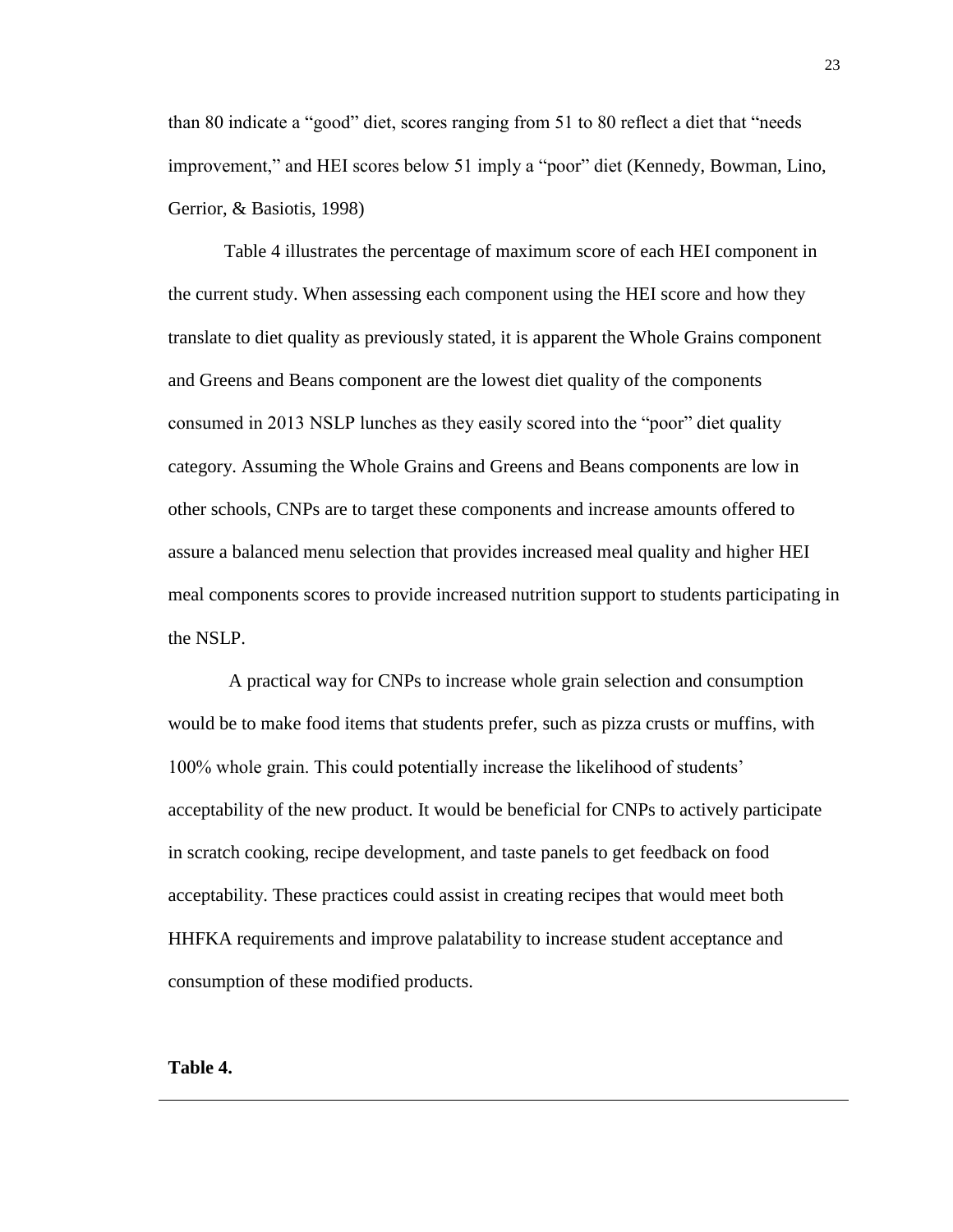than 80 indicate a "good" diet, scores ranging from 51 to 80 reflect a diet that "needs improvement," and HEI scores below 51 imply a "poor" diet (Kennedy, Bowman, Lino, Gerrior, & Basiotis, 1998)

Table 4 illustrates the percentage of maximum score of each HEI component in the current study. When assessing each component using the HEI score and how they translate to diet quality as previously stated, it is apparent the Whole Grains component and Greens and Beans component are the lowest diet quality of the components consumed in 2013 NSLP lunches as they easily scored into the "poor" diet quality category. Assuming the Whole Grains and Greens and Beans components are low in other schools, CNPs are to target these components and increase amounts offered to assure a balanced menu selection that provides increased meal quality and higher HEI meal components scores to provide increased nutrition support to students participating in the NSLP.

A practical way for CNPs to increase whole grain selection and consumption would be to make food items that students prefer, such as pizza crusts or muffins, with 100% whole grain. This could potentially increase the likelihood of students' acceptability of the new product. It would be beneficial for CNPs to actively participate in scratch cooking, recipe development, and taste panels to get feedback on food acceptability. These practices could assist in creating recipes that would meet both HHFKA requirements and improve palatability to increase student acceptance and consumption of these modified products.

**Table 4.**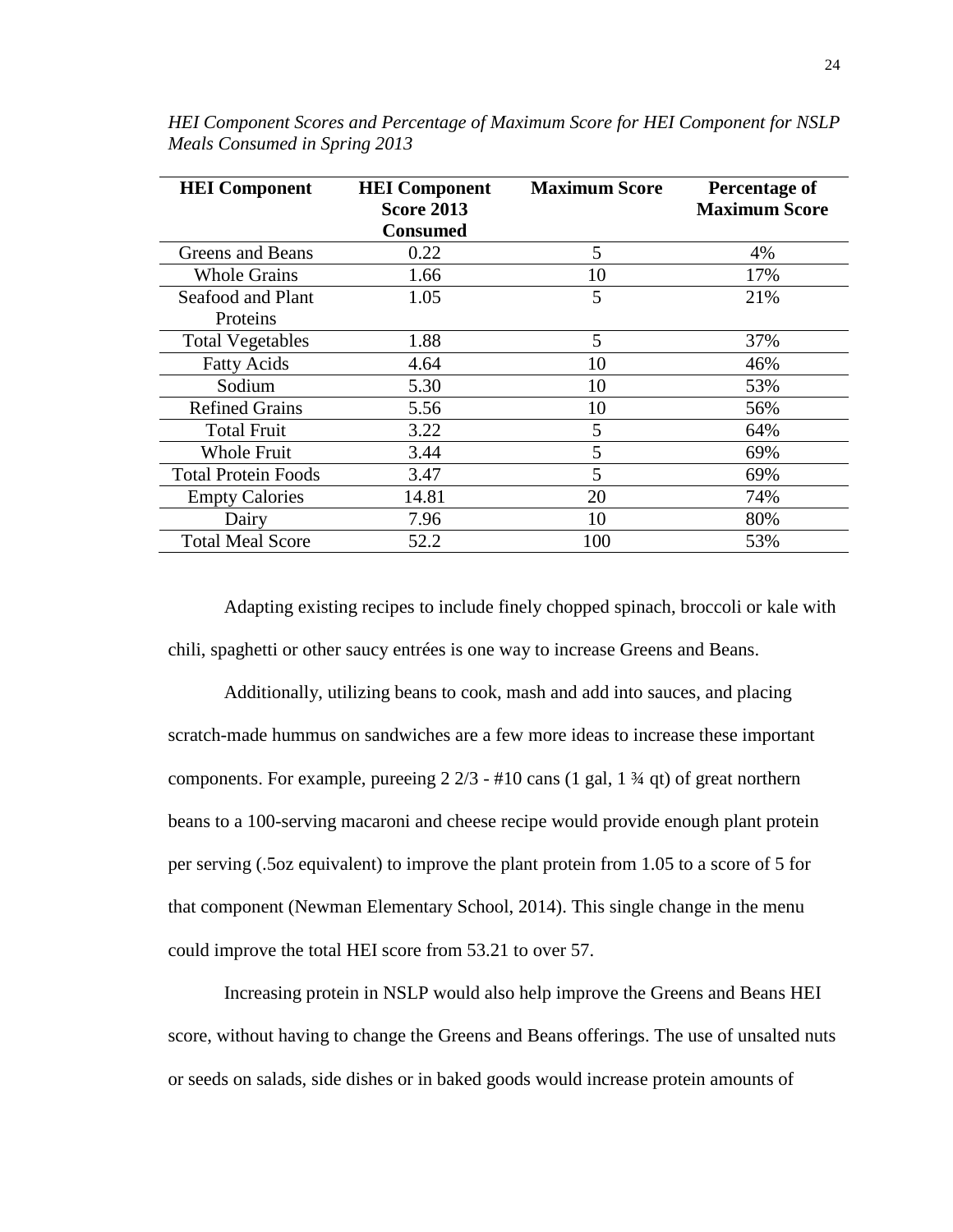*HEI Component Scores and Percentage of Maximum Score for HEI Component for NSLP Meals Consumed in Spring 2013*

| HEI Component | HEI Component Score 2013 Consumed | Maximum Score | Percentage of Maximum Score |
|---|---|---|---|
| Greens and Beans | 0.22 | 5 | 4% |
| Whole Grains | 1.66 | 10 | 17% |
| Seafood and Plant Proteins | 1.05 | 5 | 21% |
| Total Vegetables | 1.88 | 5 | 37% |
| Fatty Acids | 4.64 | 10 | 46% |
| Sodium | 5.30 | 10 | 53% |
| Refined Grains | 5.56 | 10 | 56% |
| Total Fruit | 3.22 | 5 | 64% |
| Whole Fruit | 3.44 | 5 | 69% |
| Total Protein Foods | 3.47 | 5 | 69% |
| Empty Calories | 14.81 | 20 | 74% |
| Dairy | 7.96 | 10 | 80% |
| Total Meal Score | 52.2 | 100 | 53% |

Adapting existing recipes to include finely chopped spinach, broccoli or kale with chili, spaghetti or other saucy entrées is one way to increase Greens and Beans.

Additionally, utilizing beans to cook, mash and add into sauces, and placing scratch-made hummus on sandwiches are a few more ideas to increase these important components. For example, pureeing 2 2/3 - #10 cans (1 gal, 1 ¾ qt) of great northern beans to a 100-serving macaroni and cheese recipe would provide enough plant protein per serving (.5oz equivalent) to improve the plant protein from 1.05 to a score of 5 for that component (Newman Elementary School, 2014). This single change in the menu could improve the total HEI score from 53.21 to over 57.

Increasing protein in NSLP would also help improve the Greens and Beans HEI score, without having to change the Greens and Beans offerings. The use of unsalted nuts or seeds on salads, side dishes or in baked goods would increase protein amounts of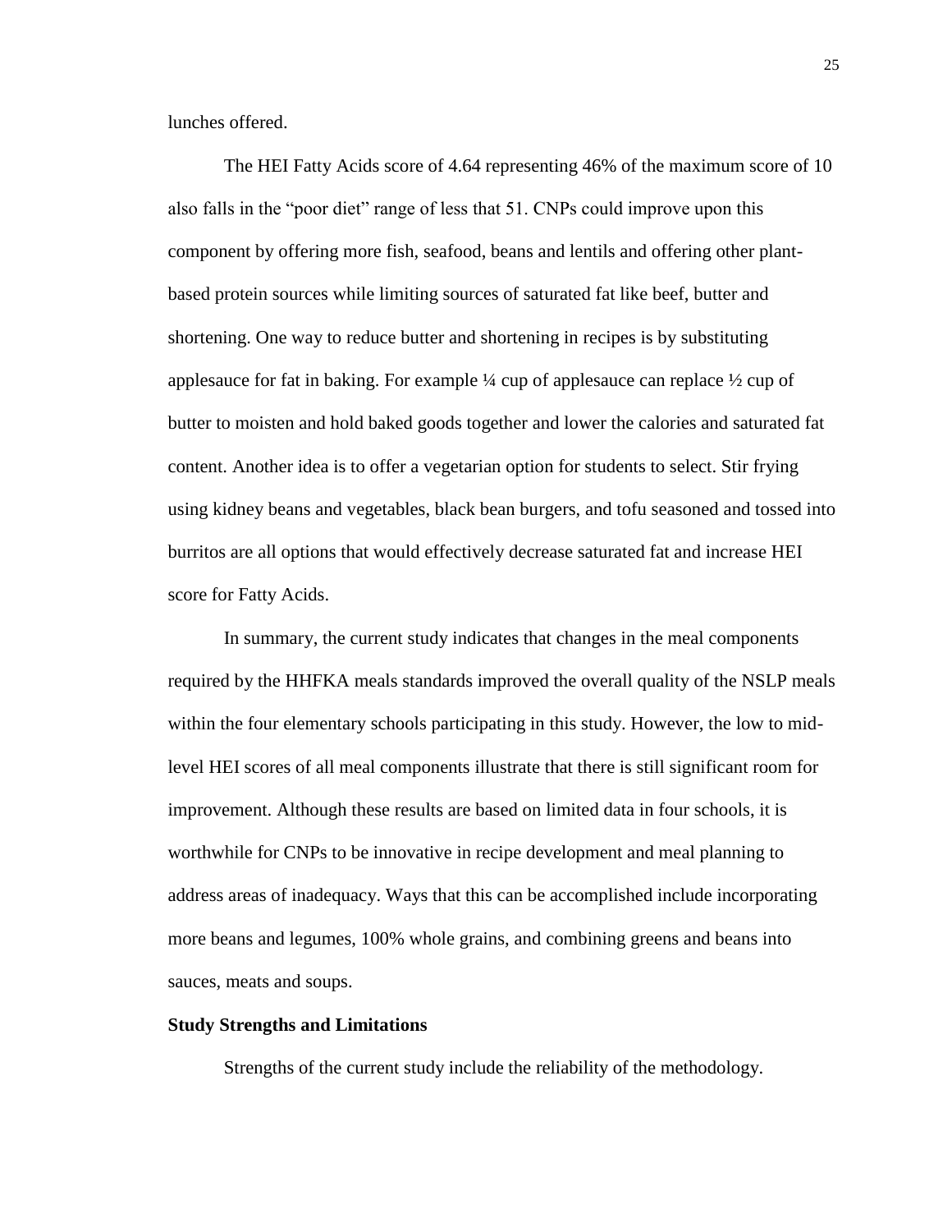lunches offered.

The HEI Fatty Acids score of 4.64 representing 46% of the maximum score of 10 also falls in the "poor diet" range of less that 51. CNPs could improve upon this component by offering more fish, seafood, beans and lentils and offering other plant-based protein sources while limiting sources of saturated fat like beef, butter and shortening. One way to reduce butter and shortening in recipes is by substituting applesauce for fat in baking. For example ¼ cup of applesauce can replace ½ cup of butter to moisten and hold baked goods together and lower the calories and saturated fat content. Another idea is to offer a vegetarian option for students to select. Stir frying using kidney beans and vegetables, black bean burgers, and tofu seasoned and tossed into burritos are all options that would effectively decrease saturated fat and increase HEI score for Fatty Acids.

In summary, the current study indicates that changes in the meal components required by the HHFKA meals standards improved the overall quality of the NSLP meals within the four elementary schools participating in this study. However, the low to mid-level HEI scores of all meal components illustrate that there is still significant room for improvement. Although these results are based on limited data in four schools, it is worthwhile for CNPs to be innovative in recipe development and meal planning to address areas of inadequacy. Ways that this can be accomplished include incorporating more beans and legumes, 100% whole grains, and combining greens and beans into sauces, meats and soups.

**Study Strengths and Limitations**

Strengths of the current study include the reliability of the methodology.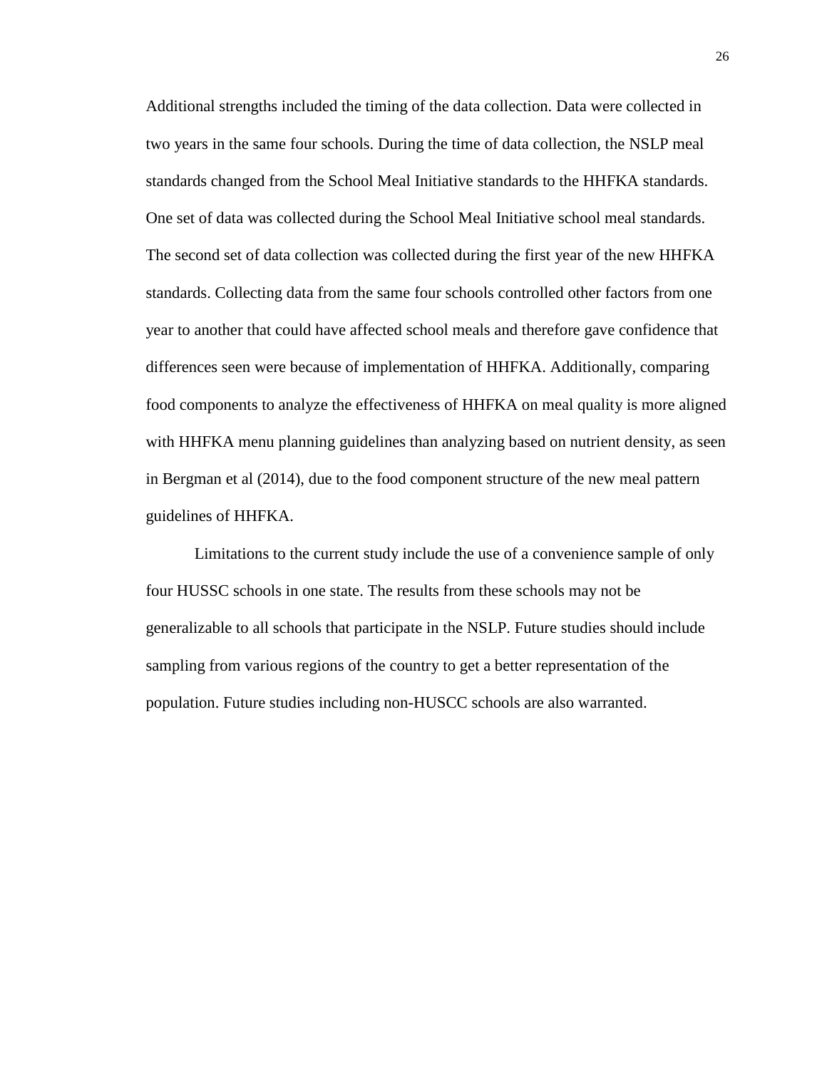Additional strengths included the timing of the data collection. Data were collected in two years in the same four schools. During the time of data collection, the NSLP meal standards changed from the School Meal Initiative standards to the HHFKA standards. One set of data was collected during the School Meal Initiative school meal standards. The second set of data collection was collected during the first year of the new HHFKA standards. Collecting data from the same four schools controlled other factors from one year to another that could have affected school meals and therefore gave confidence that differences seen were because of implementation of HHFKA. Additionally, comparing food components to analyze the effectiveness of HHFKA on meal quality is more aligned with HHFKA menu planning guidelines than analyzing based on nutrient density, as seen in Bergman et al (2014), due to the food component structure of the new meal pattern guidelines of HHFKA.

Limitations to the current study include the use of a convenience sample of only four HUSSC schools in one state. The results from these schools may not be generalizable to all schools that participate in the NSLP. Future studies should include sampling from various regions of the country to get a better representation of the population. Future studies including non-HUSCC schools are also warranted.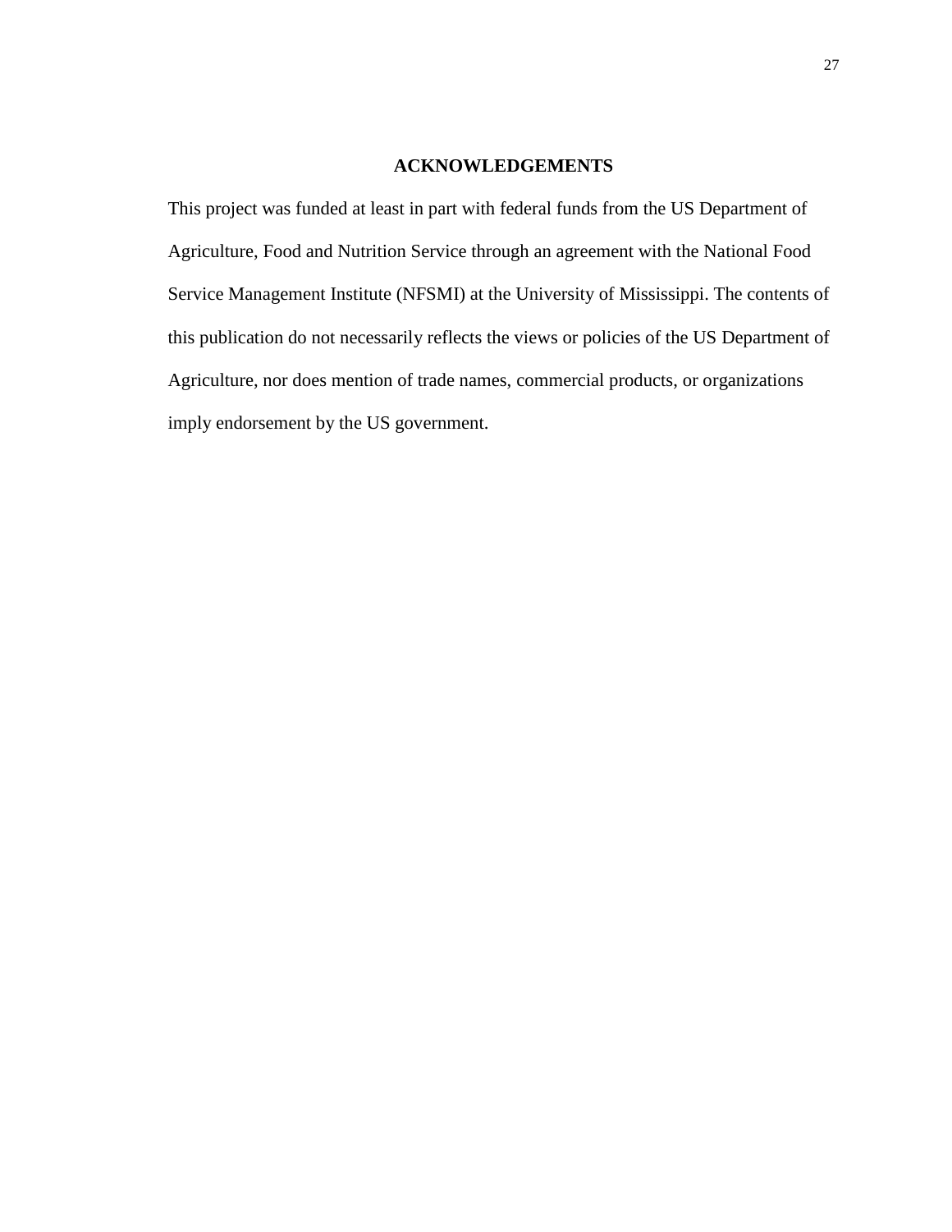## ACKNOWLEDGEMENTS

This project was funded at least in part with federal funds from the US Department of Agriculture, Food and Nutrition Service through an agreement with the National Food Service Management Institute (NFSMI) at the University of Mississippi. The contents of this publication do not necessarily reflects the views or policies of the US Department of Agriculture, nor does mention of trade names, commercial products, or organizations imply endorsement by the US government.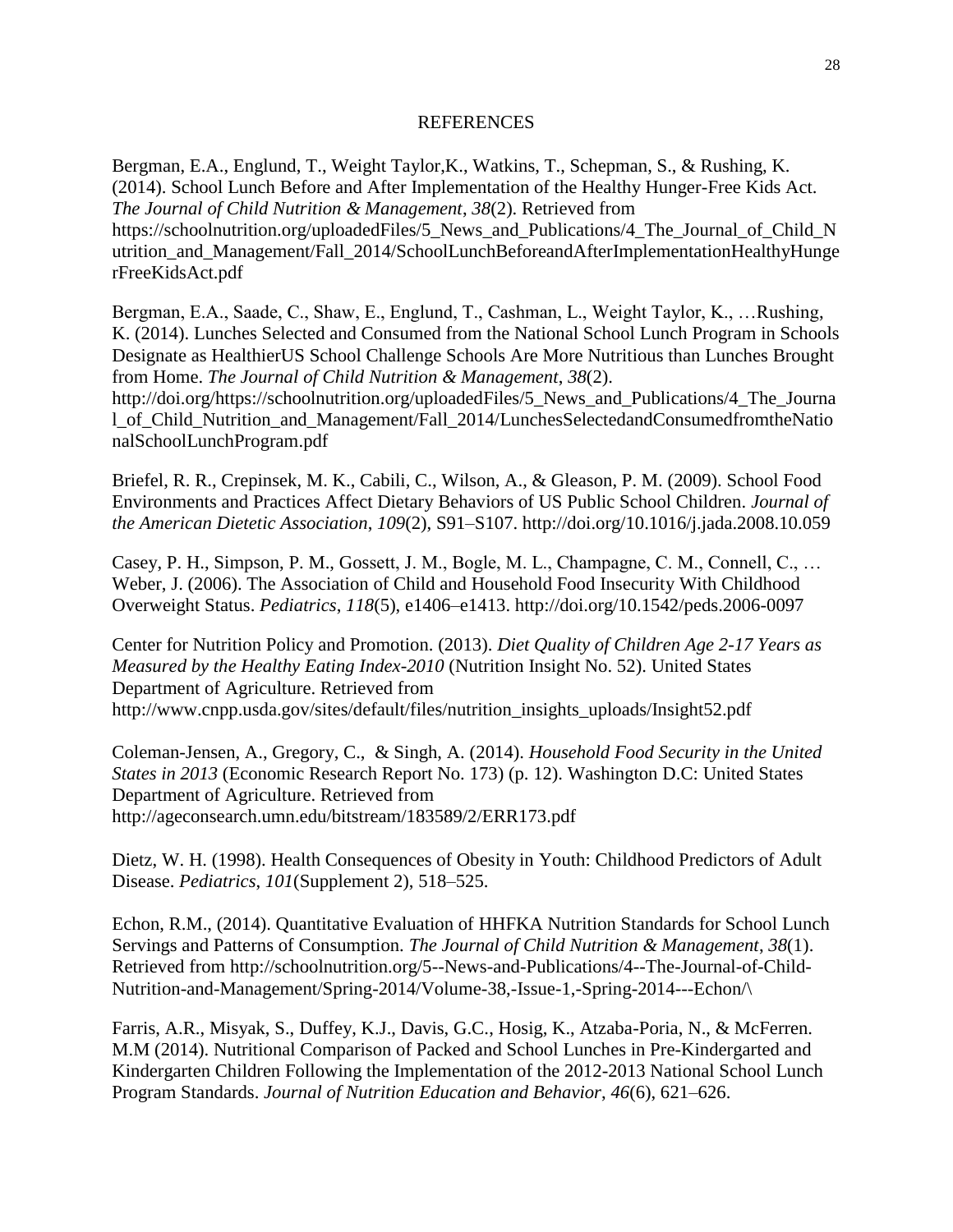# REFERENCES

Bergman, E.A., Englund, T., Weight Taylor,K., Watkins, T., Schepman, S., & Rushing, K. (2014). School Lunch Before and After Implementation of the Healthy Hunger-Free Kids Act. *The Journal of Child Nutrition & Management*, *38*(2). Retrieved from https://schoolnutrition.org/uploadedFiles/5_News_and_Publications/4_The_Journal_of_Child_Nutrition_and_Management/Fall_2014/SchoolLunchBeforeandAfterImplementationHealthyHungerFreeKidsAct.pdf

Bergman, E.A., Saade, C., Shaw, E., Englund, T., Cashman, L., Weight Taylor, K., …Rushing, K. (2014). Lunches Selected and Consumed from the National School Lunch Program in Schools Designate as HealthierUS School Challenge Schools Are More Nutritious than Lunches Brought from Home. *The Journal of Child Nutrition & Management*, *38*(2). http://doi.org/https://schoolnutrition.org/uploadedFiles/5_News_and_Publications/4_The_Journal_of_Child_Nutrition_and_Management/Fall_2014/LunchesSelectedandConsumedfromtheNationalSchoolLunchProgram.pdf

Briefel, R. R., Crepinsek, M. K., Cabili, C., Wilson, A., & Gleason, P. M. (2009). School Food Environments and Practices Affect Dietary Behaviors of US Public School Children. *Journal of the American Dietetic Association*, *109*(2), S91–S107. http://doi.org/10.1016/j.jada.2008.10.059

Casey, P. H., Simpson, P. M., Gossett, J. M., Bogle, M. L., Champagne, C. M., Connell, C., … Weber, J. (2006). The Association of Child and Household Food Insecurity With Childhood Overweight Status. *Pediatrics*, *118*(5), e1406–e1413. http://doi.org/10.1542/peds.2006-0097

Center for Nutrition Policy and Promotion. (2013). *Diet Quality of Children Age 2-17 Years as Measured by the Healthy Eating Index-2010* (Nutrition Insight No. 52). United States Department of Agriculture. Retrieved from http://www.cnpp.usda.gov/sites/default/files/nutrition_insights_uploads/Insight52.pdf

Coleman-Jensen, A., Gregory, C., & Singh, A. (2014). *Household Food Security in the United States in 2013* (Economic Research Report No. 173) (p. 12). Washington D.C: United States Department of Agriculture. Retrieved from http://ageconsearch.umn.edu/bitstream/183589/2/ERR173.pdf

Dietz, W. H. (1998). Health Consequences of Obesity in Youth: Childhood Predictors of Adult Disease. *Pediatrics*, *101*(Supplement 2), 518–525.

Echon, R.M., (2014). Quantitative Evaluation of HHFKA Nutrition Standards for School Lunch Servings and Patterns of Consumption. *The Journal of Child Nutrition & Management*, *38*(1). Retrieved from http://schoolnutrition.org/5--News-and-Publications/4--The-Journal-of-Child-Nutrition-and-Management/Spring-2014/Volume-38,-Issue-1,-Spring-2014---Echon/\

Farris, A.R., Misyak, S., Duffey, K.J., Davis, G.C., Hosig, K., Atzaba-Poria, N., & McFerren. M.M (2014). Nutritional Comparison of Packed and School Lunches in Pre-Kindergarted and Kindergarten Children Following the Implementation of the 2012-2013 National School Lunch Program Standards. *Journal of Nutrition Education and Behavior*, *46*(6), 621–626.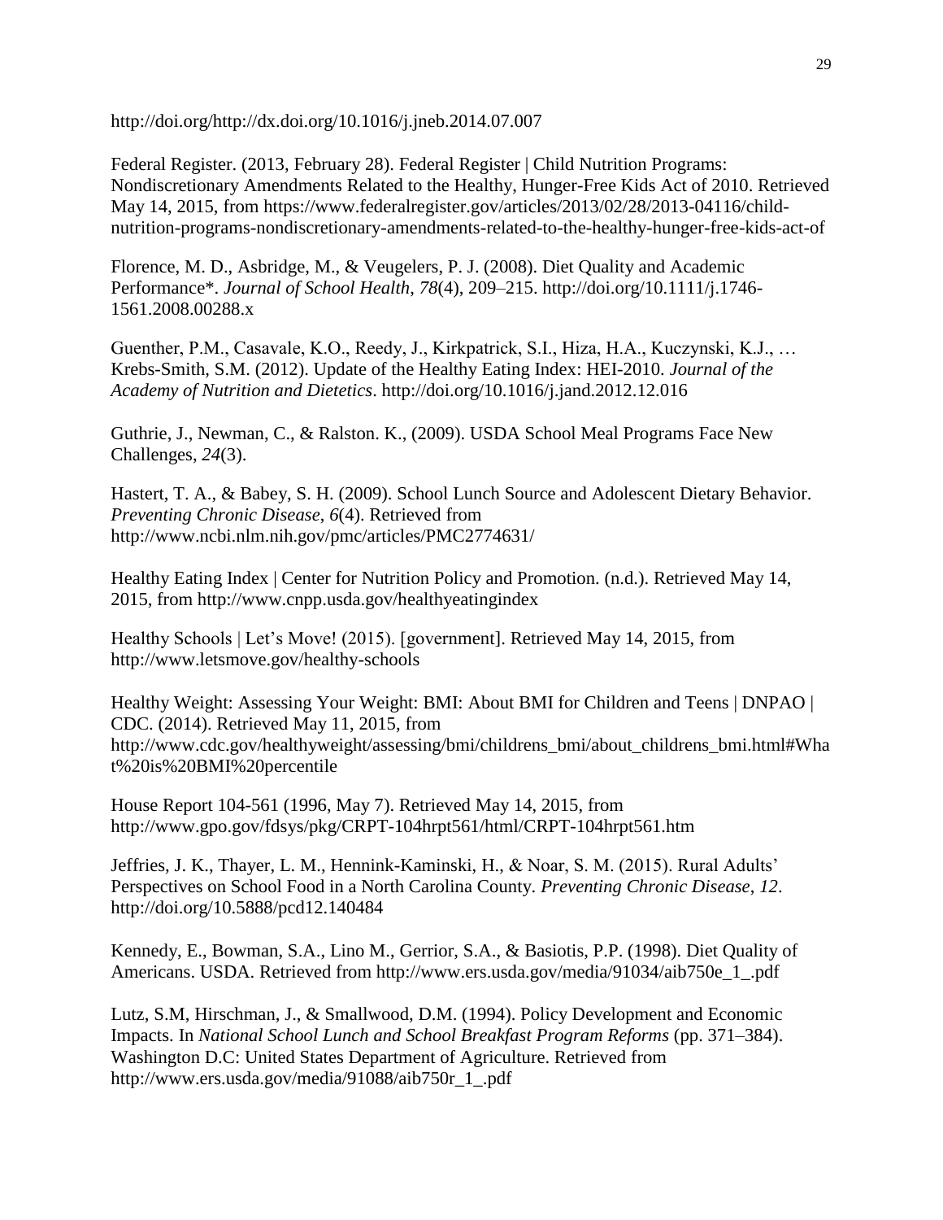http://doi.org/http://dx.doi.org/10.1016/j.jneb.2014.07.007

Federal Register. (2013, February 28). Federal Register | Child Nutrition Programs: Nondiscretionary Amendments Related to the Healthy, Hunger-Free Kids Act of 2010. Retrieved May 14, 2015, from https://www.federalregister.gov/articles/2013/02/28/2013-04116/child-nutrition-programs-nondiscretionary-amendments-related-to-the-healthy-hunger-free-kids-act-of

Florence, M. D., Asbridge, M., & Veugelers, P. J. (2008). Diet Quality and Academic Performance*. *Journal of School Health*, *78*(4), 209–215. http://doi.org/10.1111/j.1746-1561.2008.00288.x

Guenther, P.M., Casavale, K.O., Reedy, J., Kirkpatrick, S.I., Hiza, H.A., Kuczynski, K.J., … Krebs-Smith, S.M. (2012). Update of the Healthy Eating Index: HEI-2010. *Journal of the Academy of Nutrition and Dietetics*. http://doi.org/10.1016/j.jand.2012.12.016

Guthrie, J., Newman, C., & Ralston. K., (2009). USDA School Meal Programs Face New Challenges, *24*(3).

Hastert, T. A., & Babey, S. H. (2009). School Lunch Source and Adolescent Dietary Behavior. *Preventing Chronic Disease*, *6*(4). Retrieved from http://www.ncbi.nlm.nih.gov/pmc/articles/PMC2774631/

Healthy Eating Index | Center for Nutrition Policy and Promotion. (n.d.). Retrieved May 14, 2015, from http://www.cnpp.usda.gov/healthyeatingindex

Healthy Schools | Let's Move! (2015). [government]. Retrieved May 14, 2015, from http://www.letsmove.gov/healthy-schools

Healthy Weight: Assessing Your Weight: BMI: About BMI for Children and Teens | DNPAO | CDC. (2014). Retrieved May 11, 2015, from http://www.cdc.gov/healthyweight/assessing/bmi/childrens_bmi/about_childrens_bmi.html#What%20is%20BMI%20percentile

House Report 104-561 (1996, May 7). Retrieved May 14, 2015, from http://www.gpo.gov/fdsys/pkg/CRPT-104hrpt561/html/CRPT-104hrpt561.htm

Jeffries, J. K., Thayer, L. M., Hennink-Kaminski, H., & Noar, S. M. (2015). Rural Adults' Perspectives on School Food in a North Carolina County. *Preventing Chronic Disease*, *12*. http://doi.org/10.5888/pcd12.140484

Kennedy, E., Bowman, S.A., Lino M., Gerrior, S.A., & Basiotis, P.P. (1998). Diet Quality of Americans. USDA. Retrieved from http://www.ers.usda.gov/media/91034/aib750e_1_.pdf

Lutz, S.M, Hirschman, J., & Smallwood, D.M. (1994). Policy Development and Economic Impacts. In *National School Lunch and School Breakfast Program Reforms* (pp. 371–384). Washington D.C: United States Department of Agriculture. Retrieved from http://www.ers.usda.gov/media/91088/aib750r_1_.pdf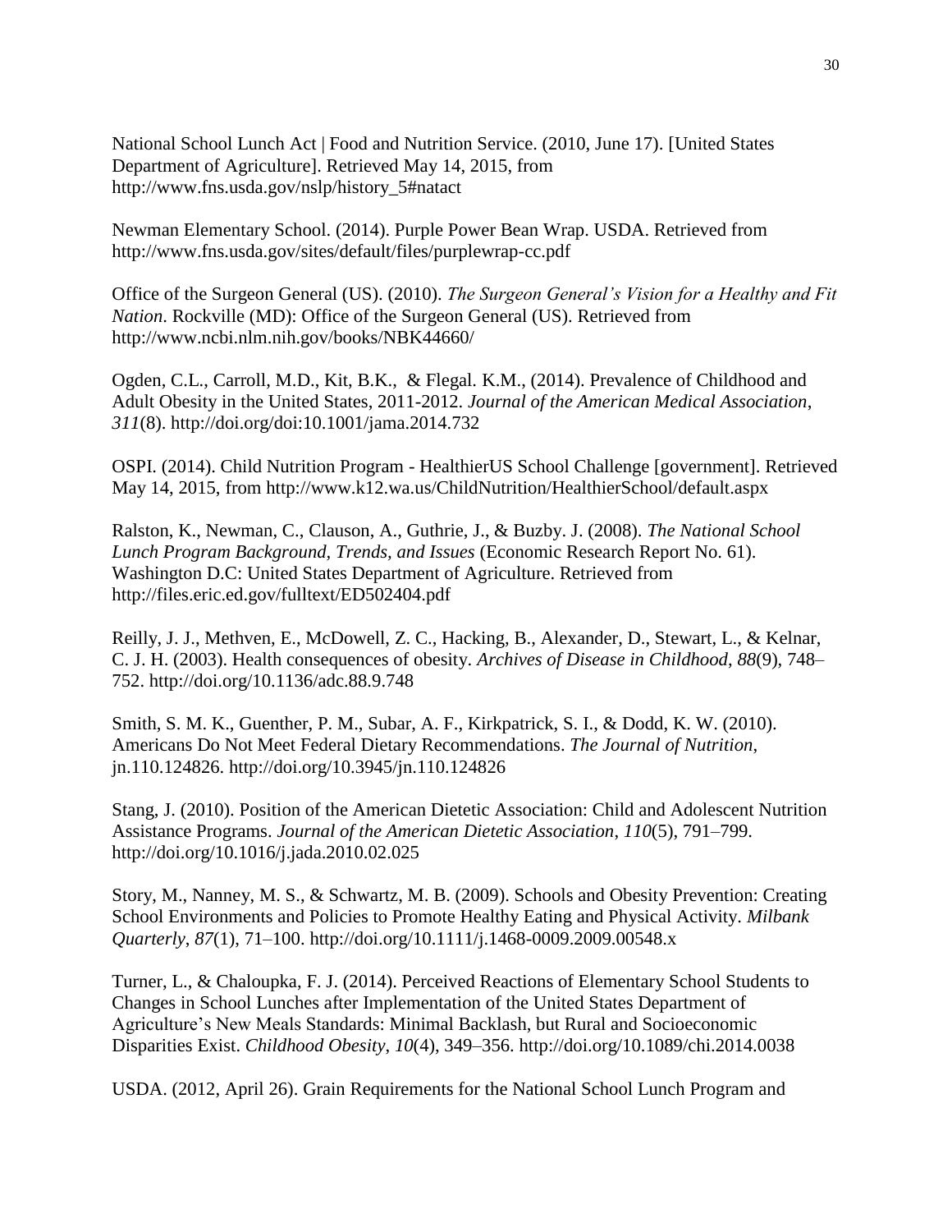National School Lunch Act | Food and Nutrition Service. (2010, June 17). [United States Department of Agriculture]. Retrieved May 14, 2015, from http://www.fns.usda.gov/nslp/history_5#natact

Newman Elementary School. (2014). Purple Power Bean Wrap. USDA. Retrieved from http://www.fns.usda.gov/sites/default/files/purplewrap-cc.pdf

Office of the Surgeon General (US). (2010). *The Surgeon General's Vision for a Healthy and Fit Nation*. Rockville (MD): Office of the Surgeon General (US). Retrieved from http://www.ncbi.nlm.nih.gov/books/NBK44660/

Ogden, C.L., Carroll, M.D., Kit, B.K., & Flegal. K.M., (2014). Prevalence of Childhood and Adult Obesity in the United States, 2011-2012. *Journal of the American Medical Association*, *311*(8). http://doi.org/doi:10.1001/jama.2014.732

OSPI. (2014). Child Nutrition Program - HealthierUS School Challenge [government]. Retrieved May 14, 2015, from http://www.k12.wa.us/ChildNutrition/HealthierSchool/default.aspx

Ralston, K., Newman, C., Clauson, A., Guthrie, J., & Buzby. J. (2008). *The National School Lunch Program Background, Trends, and Issues* (Economic Research Report No. 61). Washington D.C: United States Department of Agriculture. Retrieved from http://files.eric.ed.gov/fulltext/ED502404.pdf

Reilly, J. J., Methven, E., McDowell, Z. C., Hacking, B., Alexander, D., Stewart, L., & Kelnar, C. J. H. (2003). Health consequences of obesity. *Archives of Disease in Childhood*, *88*(9), 748–752. http://doi.org/10.1136/adc.88.9.748

Smith, S. M. K., Guenther, P. M., Subar, A. F., Kirkpatrick, S. I., & Dodd, K. W. (2010). Americans Do Not Meet Federal Dietary Recommendations. *The Journal of Nutrition*, jn.110.124826. http://doi.org/10.3945/jn.110.124826

Stang, J. (2010). Position of the American Dietetic Association: Child and Adolescent Nutrition Assistance Programs. *Journal of the American Dietetic Association*, *110*(5), 791–799. http://doi.org/10.1016/j.jada.2010.02.025

Story, M., Nanney, M. S., & Schwartz, M. B. (2009). Schools and Obesity Prevention: Creating School Environments and Policies to Promote Healthy Eating and Physical Activity. *Milbank Quarterly*, *87*(1), 71–100. http://doi.org/10.1111/j.1468-0009.2009.00548.x

Turner, L., & Chaloupka, F. J. (2014). Perceived Reactions of Elementary School Students to Changes in School Lunches after Implementation of the United States Department of Agriculture's New Meals Standards: Minimal Backlash, but Rural and Socioeconomic Disparities Exist. *Childhood Obesity*, *10*(4), 349–356. http://doi.org/10.1089/chi.2014.0038

USDA. (2012, April 26). Grain Requirements for the National School Lunch Program and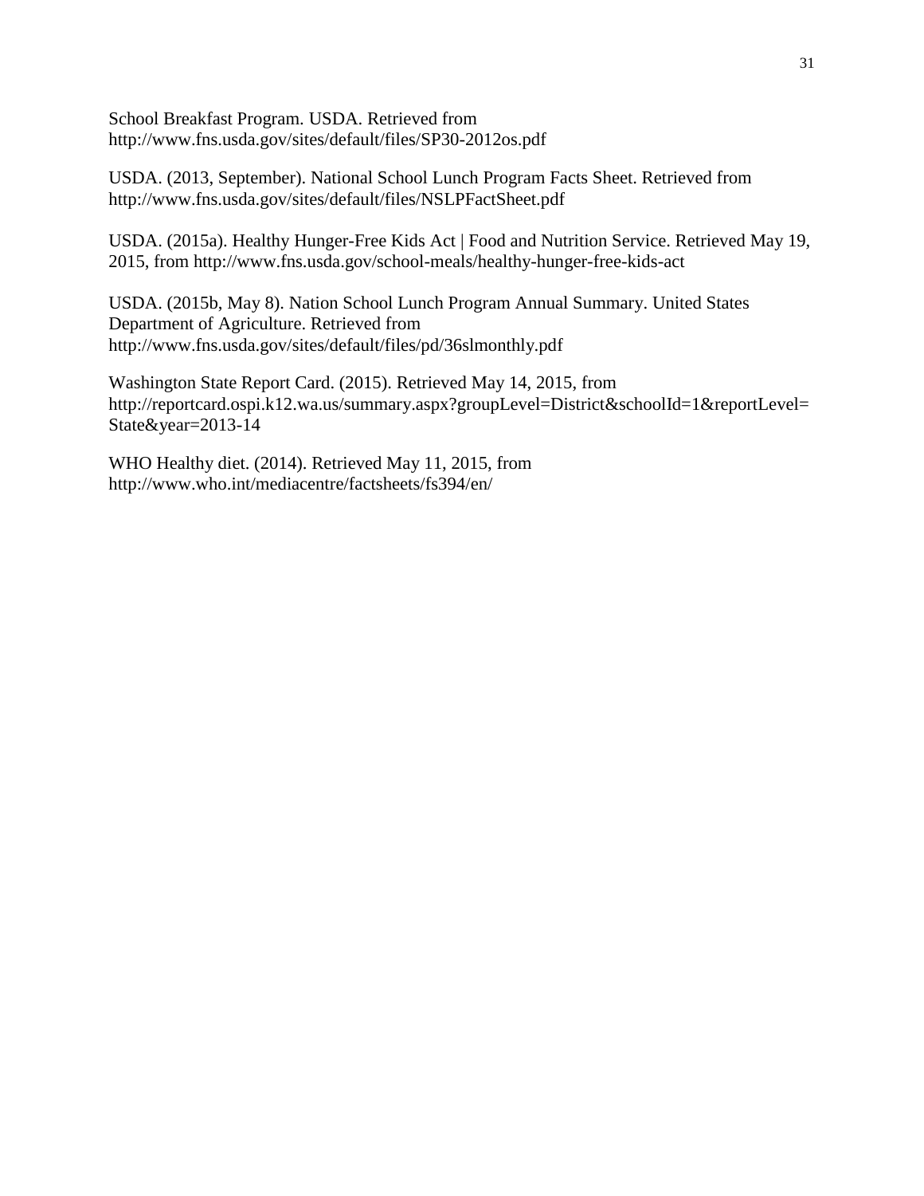School Breakfast Program. USDA. Retrieved from http://www.fns.usda.gov/sites/default/files/SP30-2012os.pdf

USDA. (2013, September). National School Lunch Program Facts Sheet. Retrieved from http://www.fns.usda.gov/sites/default/files/NSLPFactSheet.pdf

USDA. (2015a). Healthy Hunger-Free Kids Act | Food and Nutrition Service. Retrieved May 19, 2015, from http://www.fns.usda.gov/school-meals/healthy-hunger-free-kids-act

USDA. (2015b, May 8). Nation School Lunch Program Annual Summary. United States Department of Agriculture. Retrieved from http://www.fns.usda.gov/sites/default/files/pd/36slmonthly.pdf

Washington State Report Card. (2015). Retrieved May 14, 2015, from http://reportcard.ospi.k12.wa.us/summary.aspx?groupLevel=District&schoolId=1&reportLevel=State&year=2013-14

WHO Healthy diet. (2014). Retrieved May 11, 2015, from http://www.who.int/mediacentre/factsheets/fs394/en/